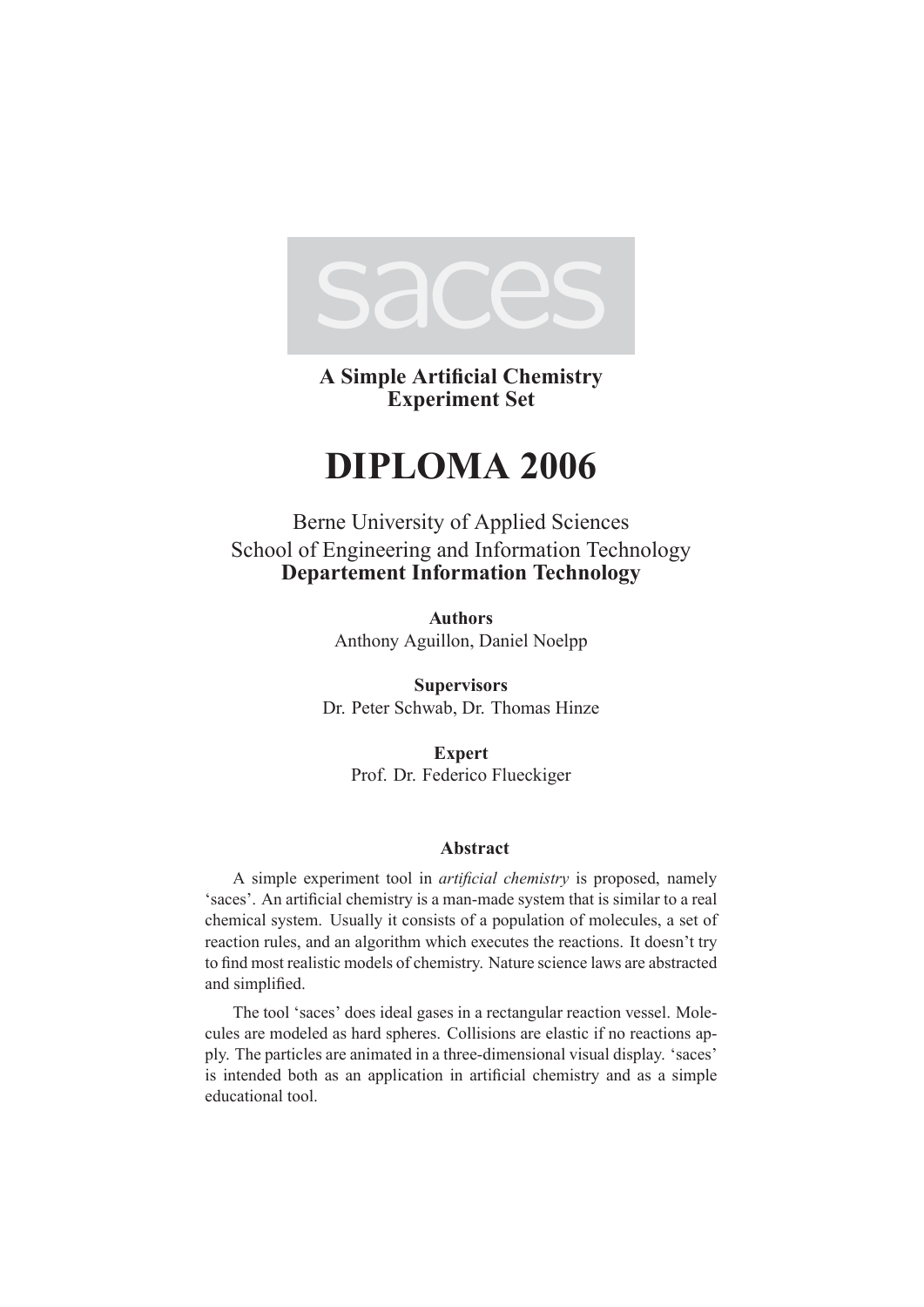# saces

**A Simple Artificial Chemistry Experiment Set**

# DIPLOMA 2006

Berne University of Applied Sciences
School of Engineering and Information Technology
**Departement Information Technology**

**Authors**
Anthony Aguillon, Daniel Noelpp

**Supervisors**
Dr. Peter Schwab, Dr. Thomas Hinze

**Expert**
Prof. Dr. Federico Flueckiger

### Abstract

A simple experiment tool in *artificial chemistry* is proposed, namely 'saces'. An artificial chemistry is a man-made system that is similar to a real chemical system. Usually it consists of a population of molecules, a set of reaction rules, and an algorithm which executes the reactions. It doesn't try to find most realistic models of chemistry. Nature science laws are abstracted and simplified.

The tool 'saces' does ideal gases in a rectangular reaction vessel. Molecules are modeled as hard spheres. Collisions are elastic if no reactions apply. The particles are animated in a three-dimensional visual display. 'saces' is intended both as an application in artificial chemistry and as a simple educational tool.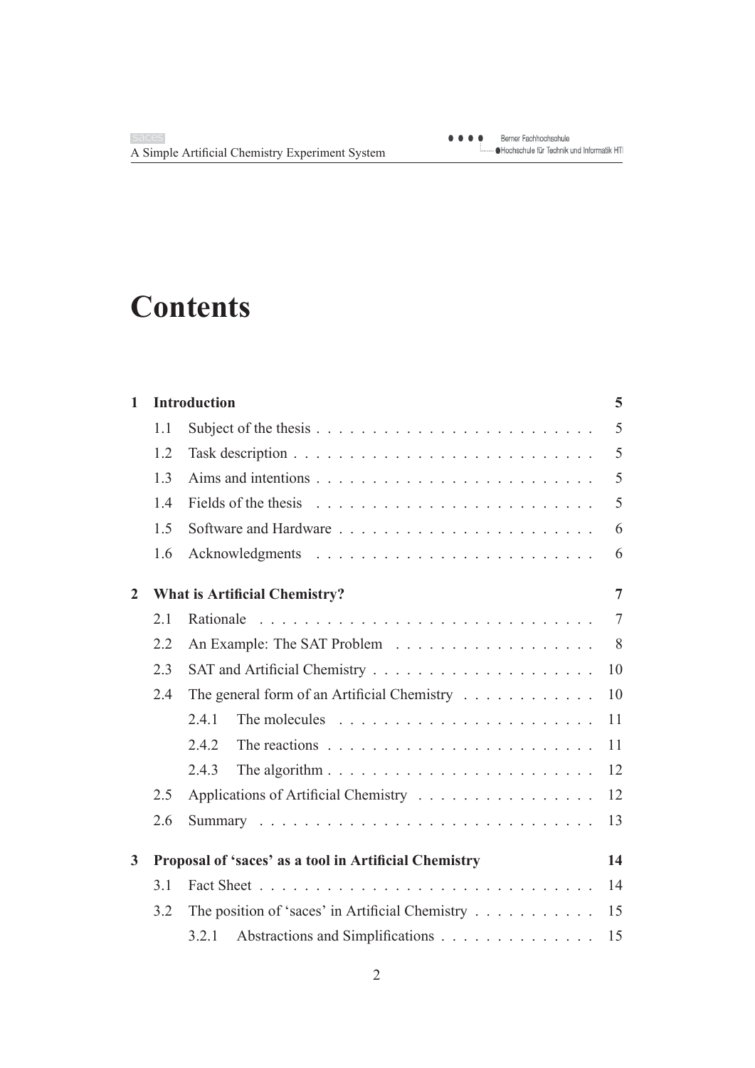# Contents

| | | |
|---|---|---|
| **1** | **Introduction** | **5** |
| 1.1 | Subject of the thesis | 5 |
| 1.2 | Task description | 5 |
| 1.3 | Aims and intentions | 5 |
| 1.4 | Fields of the thesis | 5 |
| 1.5 | Software and Hardware | 6 |
| 1.6 | Acknowledgments | 6 |
| **2** | **What is Artificial Chemistry?** | **7** |
| 2.1 | Rationale | 7 |
| 2.2 | An Example: The SAT Problem | 8 |
| 2.3 | SAT and Artificial Chemistry | 10 |
| 2.4 | The general form of an Artificial Chemistry | 10 |
| 2.4.1 | The molecules | 11 |
| 2.4.2 | The reactions | 11 |
| 2.4.3 | The algorithm | 12 |
| 2.5 | Applications of Artificial Chemistry | 12 |
| 2.6 | Summary | 13 |
| **3** | **Proposal of 'saces' as a tool in Artificial Chemistry** | **14** |
| 3.1 | Fact Sheet | 14 |
| 3.2 | The position of 'saces' in Artificial Chemistry | 15 |
| 3.2.1 | Abstractions and Simplifications | 15 |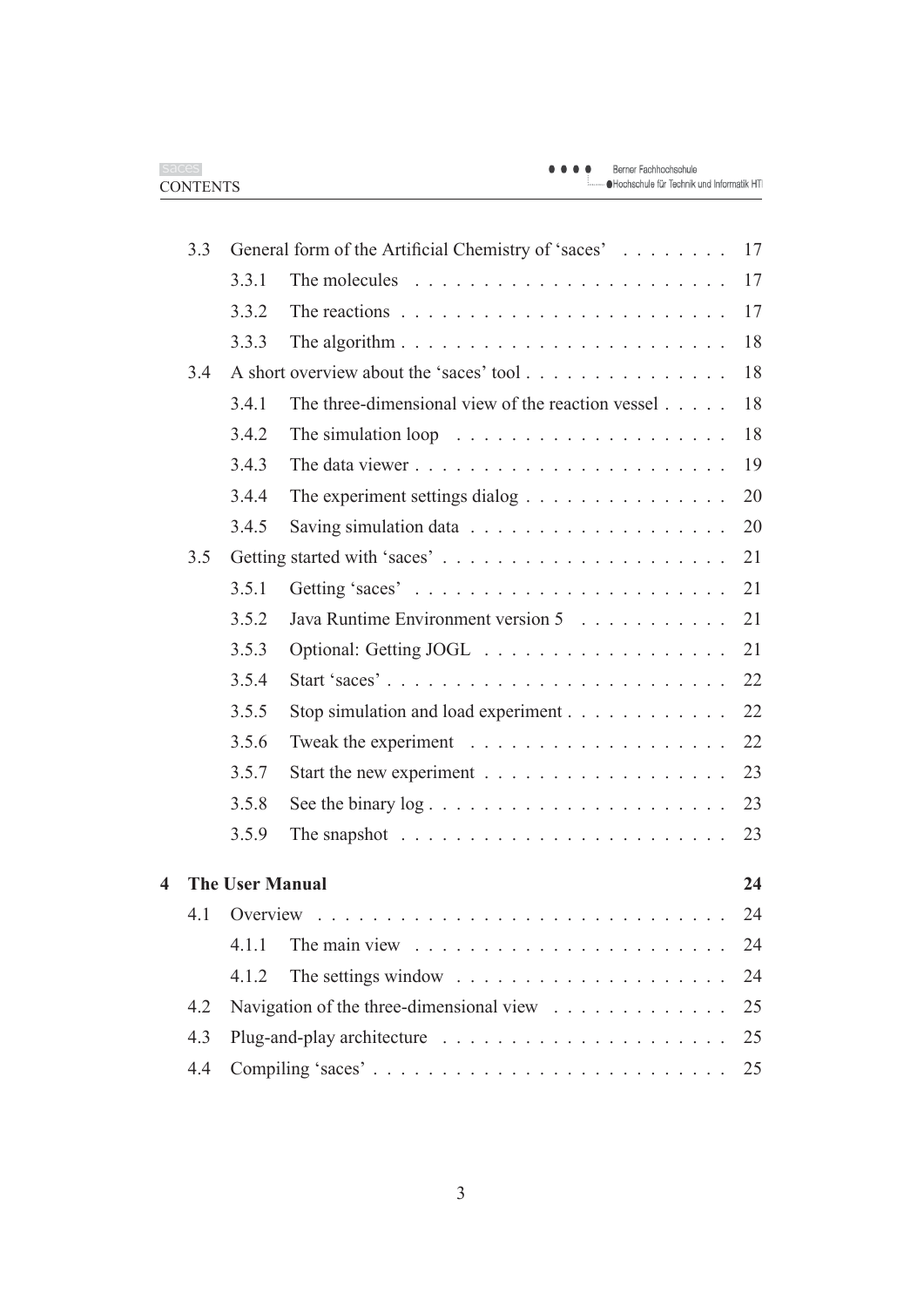| | | | |
|---|---|---|---|
| 3.3 | General form of the Artificial Chemistry of 'saces' | | 17 |
| | 3.3.1 | The molecules | 17 |
| | 3.3.2 | The reactions | 17 |
| | 3.3.3 | The algorithm | 18 |
| 3.4 | A short overview about the 'saces' tool | | 18 |
| | 3.4.1 | The three-dimensional view of the reaction vessel | 18 |
| | 3.4.2 | The simulation loop | 18 |
| | 3.4.3 | The data viewer | 19 |
| | 3.4.4 | The experiment settings dialog | 20 |
| | 3.4.5 | Saving simulation data | 20 |
| 3.5 | Getting started with 'saces' | | 21 |
| | 3.5.1 | Getting 'saces' | 21 |
| | 3.5.2 | Java Runtime Environment version 5 | 21 |
| | 3.5.3 | Optional: Getting JOGL | 21 |
| | 3.5.4 | Start 'saces' | 22 |
| | 3.5.5 | Stop simulation and load experiment | 22 |
| | 3.5.6 | Tweak the experiment | 22 |
| | 3.5.7 | Start the new experiment | 23 |
| | 3.5.8 | See the binary log | 23 |
| | 3.5.9 | The snapshot | 23 |

**4 The User Manual** **24**

| | | | |
|---|---|---|---|
| 4.1 | Overview | | 24 |
| | 4.1.1 | The main view | 24 |
| | 4.1.2 | The settings window | 24 |
| 4.2 | Navigation of the three-dimensional view | | 25 |
| 4.3 | Plug-and-play architecture | | 25 |
| 4.4 | Compiling 'saces' | | 25 |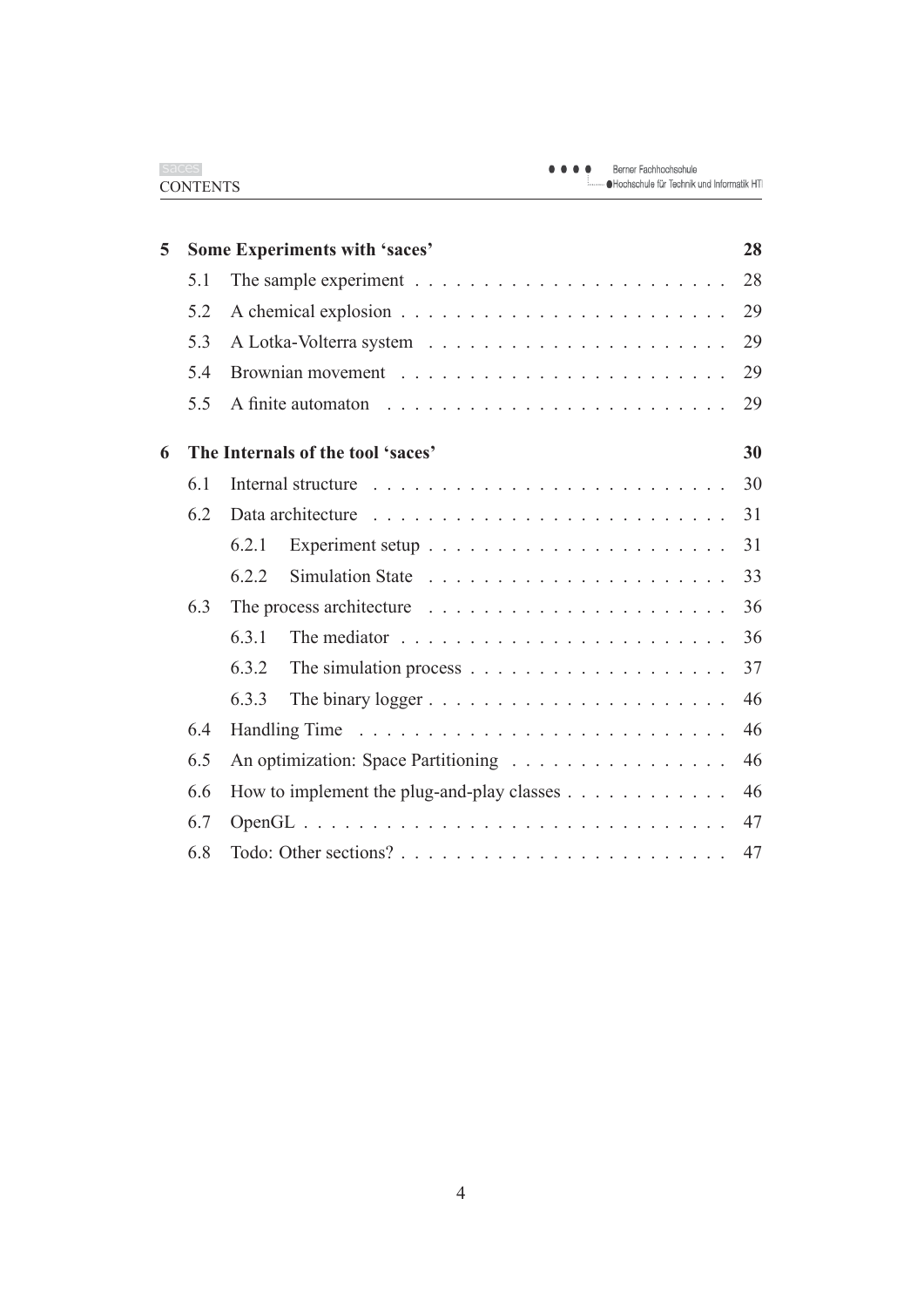**5 Some Experiments with 'saces'** 28

- 5.1 The sample experiment . . . . . . . . . . . . . . . . . . . . . . 28
- 5.2 A chemical explosion . . . . . . . . . . . . . . . . . . . . . . . 29
- 5.3 A Lotka-Volterra system . . . . . . . . . . . . . . . . . . . . . 29
- 5.4 Brownian movement . . . . . . . . . . . . . . . . . . . . . . . 29
- 5.5 A finite automaton . . . . . . . . . . . . . . . . . . . . . . . . 29

**6 The Internals of the tool 'saces'** 30

- 6.1 Internal structure . . . . . . . . . . . . . . . . . . . . . . . . . 30
- 6.2 Data architecture . . . . . . . . . . . . . . . . . . . . . . . . . 31
  - 6.2.1 Experiment setup . . . . . . . . . . . . . . . . . . . . . 31
  - 6.2.2 Simulation State . . . . . . . . . . . . . . . . . . . . . 33
- 6.3 The process architecture . . . . . . . . . . . . . . . . . . . . . 36
  - 6.3.1 The mediator . . . . . . . . . . . . . . . . . . . . . . . 36
  - 6.3.2 The simulation process . . . . . . . . . . . . . . . . . . 37
  - 6.3.3 The binary logger . . . . . . . . . . . . . . . . . . . . . 46
- 6.4 Handling Time . . . . . . . . . . . . . . . . . . . . . . . . . . 46
- 6.5 An optimization: Space Partitioning . . . . . . . . . . . . . . . 46
- 6.6 How to implement the plug-and-play classes . . . . . . . . . . . 46
- 6.7 OpenGL . . . . . . . . . . . . . . . . . . . . . . . . . . . . . . 47
- 6.8 Todo: Other sections? . . . . . . . . . . . . . . . . . . . . . . . 47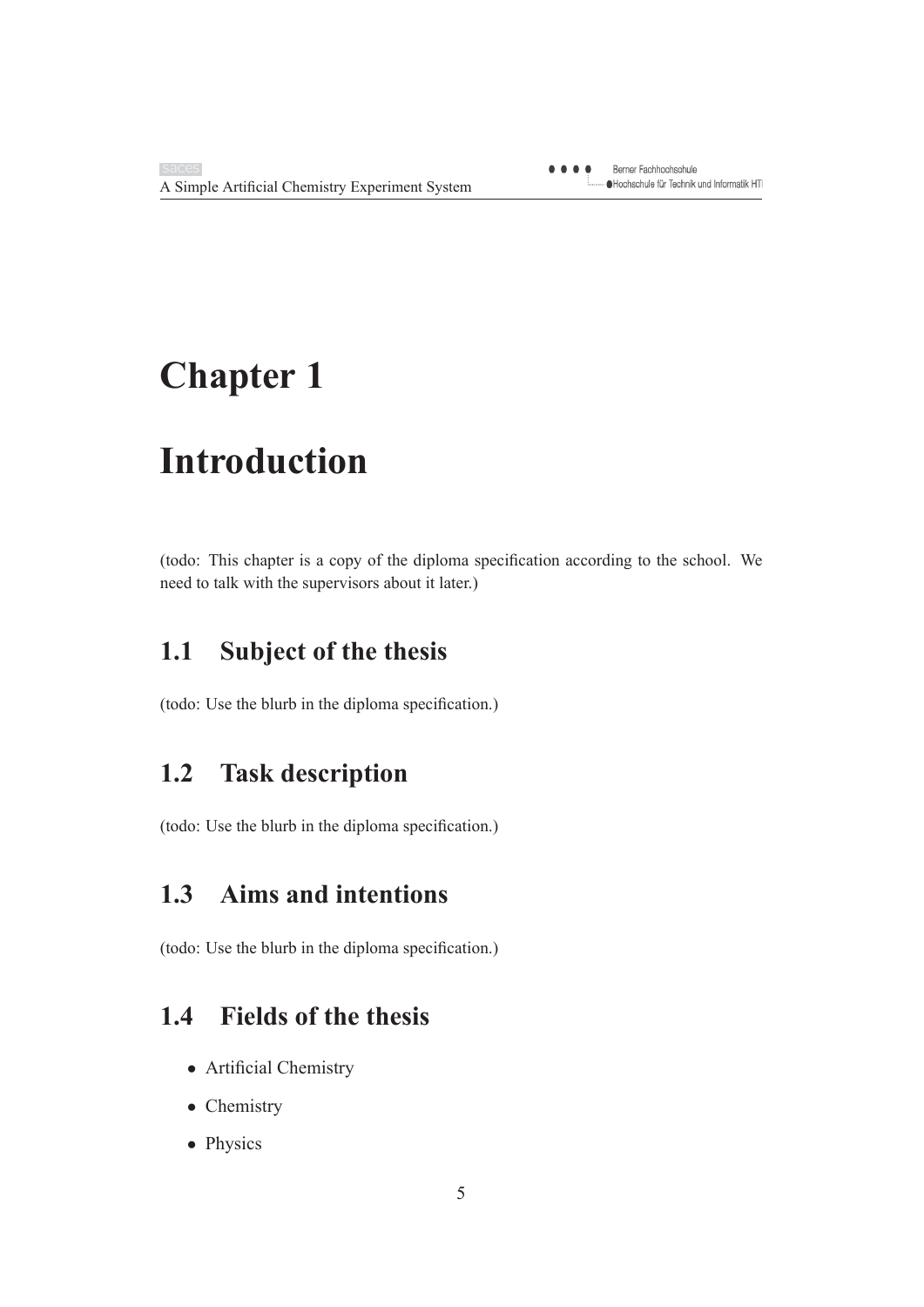# Chapter 1

# Introduction

(todo: This chapter is a copy of the diploma specification according to the school. We need to talk with the supervisors about it later.)

## 1.1 Subject of the thesis

(todo: Use the blurb in the diploma specification.)

## 1.2 Task description

(todo: Use the blurb in the diploma specification.)

## 1.3 Aims and intentions

(todo: Use the blurb in the diploma specification.)

## 1.4 Fields of the thesis

- Artificial Chemistry
- Chemistry
- Physics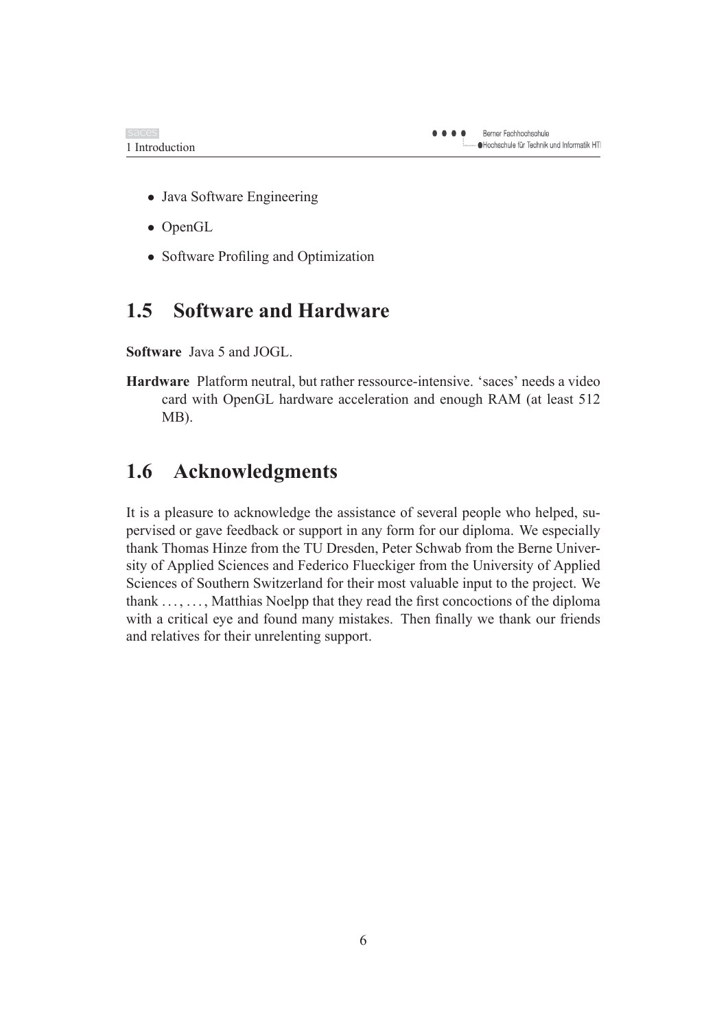- Java Software Engineering
- OpenGL
- Software Profiling and Optimization

## 1.5 Software and Hardware

**Software** Java 5 and JOGL.

**Hardware** Platform neutral, but rather ressource-intensive. 'saces' needs a video card with OpenGL hardware acceleration and enough RAM (at least 512 MB).

## 1.6 Acknowledgments

It is a pleasure to acknowledge the assistance of several people who helped, supervised or gave feedback or support in any form for our diploma. We especially thank Thomas Hinze from the TU Dresden, Peter Schwab from the Berne University of Applied Sciences and Federico Flueckiger from the University of Applied Sciences of Southern Switzerland for their most valuable input to the project. We thank ..., ..., Matthias Noelpp that they read the first concoctions of the diploma with a critical eye and found many mistakes. Then finally we thank our friends and relatives for their unrelenting support.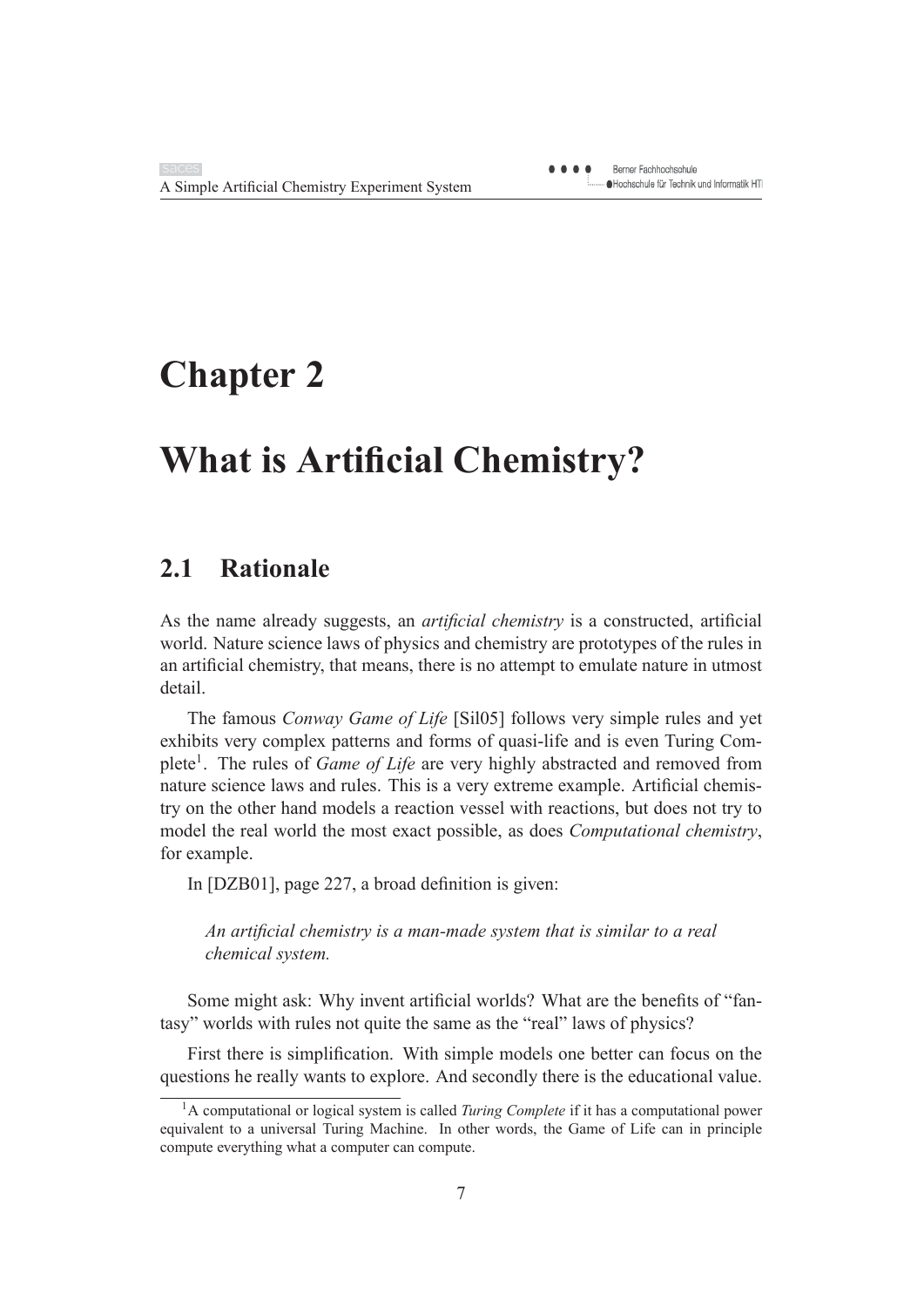# Chapter 2

# What is Artificial Chemistry?

## 2.1 Rationale

As the name already suggests, an *artificial chemistry* is a constructed, artificial world. Nature science laws of physics and chemistry are prototypes of the rules in an artificial chemistry, that means, there is no attempt to emulate nature in utmost detail.

The famous *Conway Game of Life* [Sil05] follows very simple rules and yet exhibits very complex patterns and forms of quasi-life and is even Turing Complete[1]. The rules of *Game of Life* are very highly abstracted and removed from nature science laws and rules. This is a very extreme example. Artificial chemistry on the other hand models a reaction vessel with reactions, but does not try to model the real world the most exact possible, as does *Computational chemistry*, for example.

In [DZB01], page 227, a broad definition is given:

> *An artificial chemistry is a man-made system that is similar to a real chemical system.*

Some might ask: Why invent artificial worlds? What are the benefits of "fantasy" worlds with rules not quite the same as the "real" laws of physics?

First there is simplification. With simple models one better can focus on the questions he really wants to explore. And secondly there is the educational value.

---

[1] A computational or logical system is called *Turing Complete* if it has a computational power equivalent to a universal Turing Machine. In other words, the Game of Life can in principle compute everything what a computer can compute.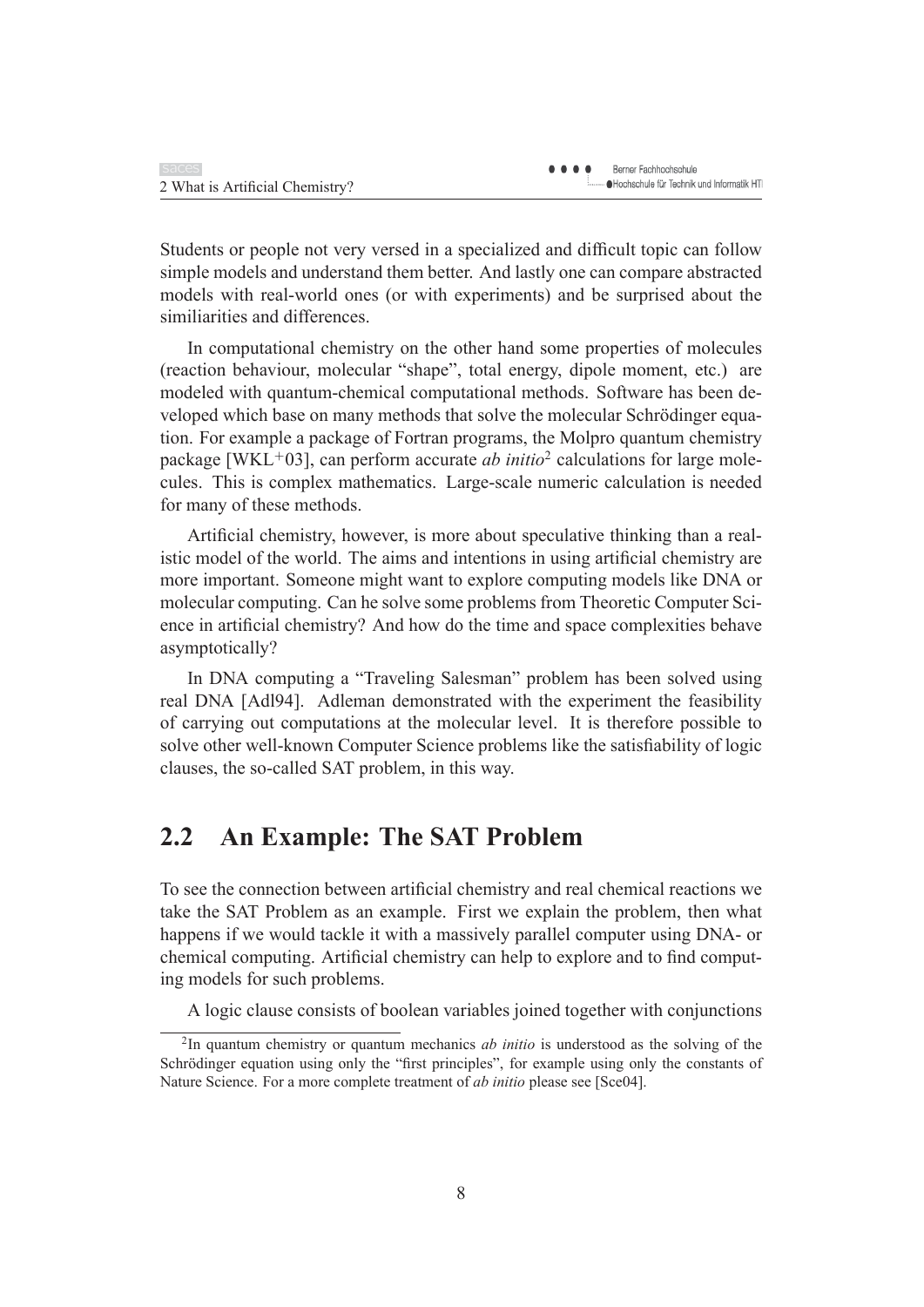Students or people not very versed in a specialized and difficult topic can follow simple models and understand them better. And lastly one can compare abstracted models with real-world ones (or with experiments) and be surprised about the similiarities and differences.

In computational chemistry on the other hand some properties of molecules (reaction behaviour, molecular "shape", total energy, dipole moment, etc.) are modeled with quantum-chemical computational methods. Software has been developed which base on many methods that solve the molecular Schrödinger equation. For example a package of Fortran programs, the Molpro quantum chemistry package [WKL+03], can perform accurate *ab initio*[2] calculations for large molecules. This is complex mathematics. Large-scale numeric calculation is needed for many of these methods.

Artificial chemistry, however, is more about speculative thinking than a realistic model of the world. The aims and intentions in using artificial chemistry are more important. Someone might want to explore computing models like DNA or molecular computing. Can he solve some problems from Theoretic Computer Science in artificial chemistry? And how do the time and space complexities behave asymptotically?

In DNA computing a "Traveling Salesman" problem has been solved using real DNA [Adl94]. Adleman demonstrated with the experiment the feasibility of carrying out computations at the molecular level. It is therefore possible to solve other well-known Computer Science problems like the satisfiability of logic clauses, the so-called SAT problem, in this way.

## 2.2 An Example: The SAT Problem

To see the connection between artificial chemistry and real chemical reactions we take the SAT Problem as an example. First we explain the problem, then what happens if we would tackle it with a massively parallel computer using DNA- or chemical computing. Artificial chemistry can help to explore and to find computing models for such problems.

A logic clause consists of boolean variables joined together with conjunctions

[2] In quantum chemistry or quantum mechanics *ab initio* is understood as the solving of the Schrödinger equation using only the "first principles", for example using only the constants of Nature Science. For a more complete treatment of *ab initio* please see [Sce04].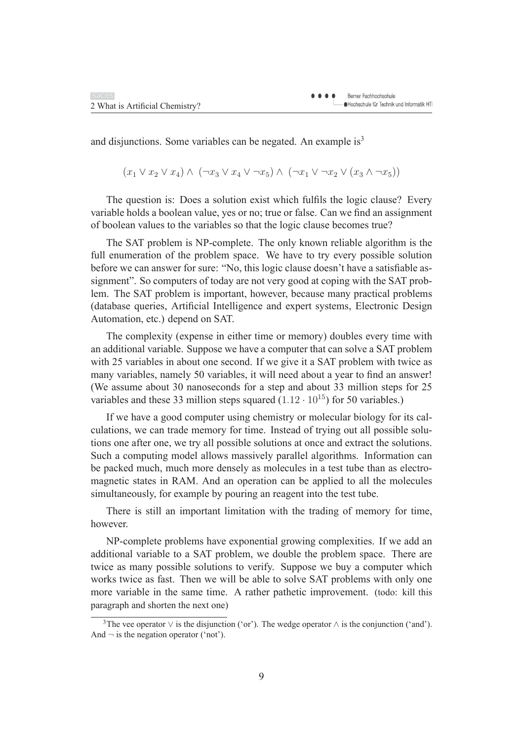and disjunctions. Some variables can be negated. An example is[3]

$$(x_1 \vee x_2 \vee x_4) \wedge (\neg x_3 \vee x_4 \vee \neg x_5) \wedge (\neg x_1 \vee \neg x_2 \vee (x_3 \wedge \neg x_5))$$

The question is: Does a solution exist which fulfils the logic clause? Every variable holds a boolean value, yes or no; true or false. Can we find an assignment of boolean values to the variables so that the logic clause becomes true?

The SAT problem is NP-complete. The only known reliable algorithm is the full enumeration of the problem space. We have to try every possible solution before we can answer for sure: "No, this logic clause doesn't have a satisfiable assignment". So computers of today are not very good at coping with the SAT problem. The SAT problem is important, however, because many practical problems (database queries, Artificial Intelligence and expert systems, Electronic Design Automation, etc.) depend on SAT.

The complexity (expense in either time or memory) doubles every time with an additional variable. Suppose we have a computer that can solve a SAT problem with 25 variables in about one second. If we give it a SAT problem with twice as many variables, namely 50 variables, it will need about a year to find an answer! (We assume about 30 nanoseconds for a step and about 33 million steps for 25 variables and these 33 million steps squared ($1.12 \cdot 10^{15}$) for 50 variables.)

If we have a good computer using chemistry or molecular biology for its calculations, we can trade memory for time. Instead of trying out all possible solutions one after one, we try all possible solutions at once and extract the solutions. Such a computing model allows massively parallel algorithms. Information can be packed much, much more densely as molecules in a test tube than as electromagnetic states in RAM. And an operation can be applied to all the molecules simultaneously, for example by pouring an reagent into the test tube.

There is still an important limitation with the trading of memory for time, however.

NP-complete problems have exponential growing complexities. If we add an additional variable to a SAT problem, we double the problem space. There are twice as many possible solutions to verify. Suppose we buy a computer which works twice as fast. Then we will be able to solve SAT problems with only one more variable in the same time. A rather pathetic improvement. (todo: kill this paragraph and shorten the next one)

[3] The vee operator $\vee$ is the disjunction ('or'). The wedge operator $\wedge$ is the conjunction ('and'). And $\neg$ is the negation operator ('not').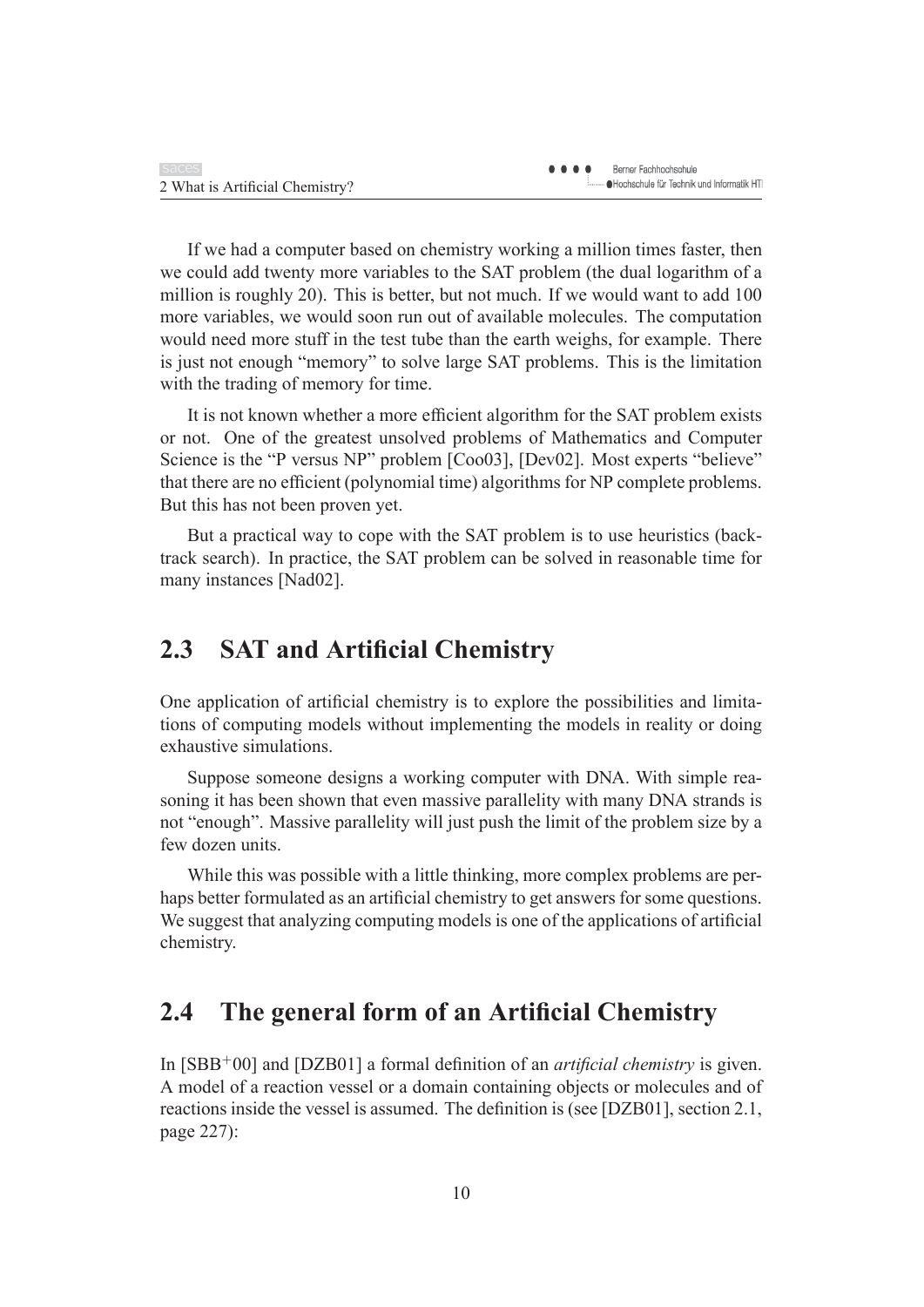If we had a computer based on chemistry working a million times faster, then we could add twenty more variables to the SAT problem (the dual logarithm of a million is roughly 20). This is better, but not much. If we would want to add 100 more variables, we would soon run out of available molecules. The computation would need more stuff in the test tube than the earth weighs, for example. There is just not enough "memory" to solve large SAT problems. This is the limitation with the trading of memory for time.

It is not known whether a more efficient algorithm for the SAT problem exists or not. One of the greatest unsolved problems of Mathematics and Computer Science is the "P versus NP" problem [Coo03], [Dev02]. Most experts "believe" that there are no efficient (polynomial time) algorithms for NP complete problems. But this has not been proven yet.

But a practical way to cope with the SAT problem is to use heuristics (backtrack search). In practice, the SAT problem can be solved in reasonable time for many instances [Nad02].

## 2.3 SAT and Artificial Chemistry

One application of artificial chemistry is to explore the possibilities and limitations of computing models without implementing the models in reality or doing exhaustive simulations.

Suppose someone designs a working computer with DNA. With simple reasoning it has been shown that even massive parallelity with many DNA strands is not "enough". Massive parallelity will just push the limit of the problem size by a few dozen units.

While this was possible with a little thinking, more complex problems are perhaps better formulated as an artificial chemistry to get answers for some questions. We suggest that analyzing computing models is one of the applications of artificial chemistry.

## 2.4 The general form of an Artificial Chemistry

In [SBB$^{+}$00] and [DZB01] a formal definition of an *artificial chemistry* is given. A model of a reaction vessel or a domain containing objects or molecules and of reactions inside the vessel is assumed. The definition is (see [DZB01], section 2.1, page 227):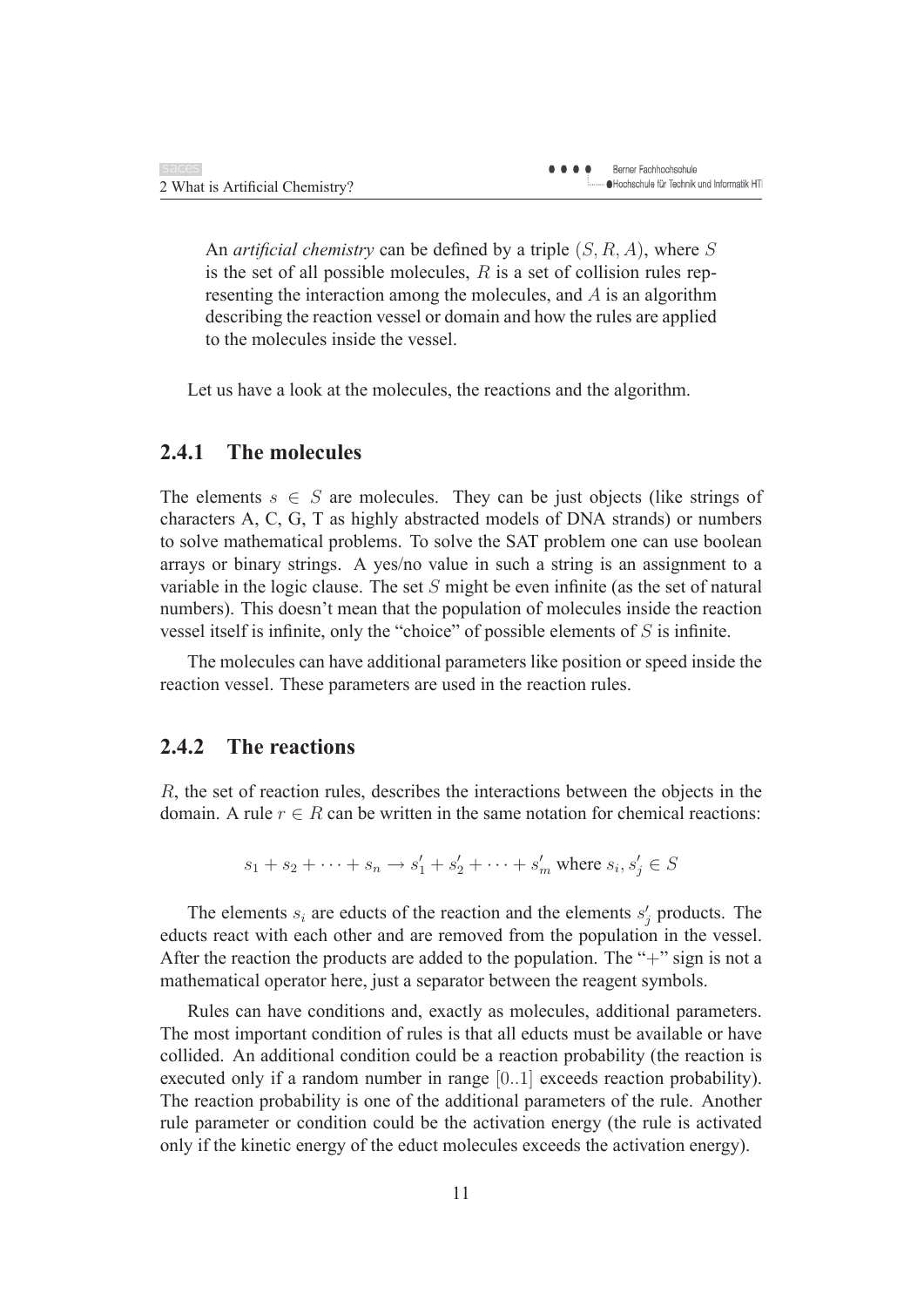An *artificial chemistry* can be defined by a triple $(S, R, A)$, where $S$ is the set of all possible molecules, $R$ is a set of collision rules representing the interaction among the molecules, and $A$ is an algorithm describing the reaction vessel or domain and how the rules are applied to the molecules inside the vessel.

Let us have a look at the molecules, the reactions and the algorithm.

### 2.4.1 The molecules

The elements $s \in S$ are molecules. They can be just objects (like strings of characters A, C, G, T as highly abstracted models of DNA strands) or numbers to solve mathematical problems. To solve the SAT problem one can use boolean arrays or binary strings. A yes/no value in such a string is an assignment to a variable in the logic clause. The set $S$ might be even infinite (as the set of natural numbers). This doesn't mean that the population of molecules inside the reaction vessel itself is infinite, only the "choice" of possible elements of $S$ is infinite.

The molecules can have additional parameters like position or speed inside the reaction vessel. These parameters are used in the reaction rules.

### 2.4.2 The reactions

$R$, the set of reaction rules, describes the interactions between the objects in the domain. A rule $r \in R$ can be written in the same notation for chemical reactions:

$$s_1 + s_2 + \cdots + s_n \rightarrow s'_1 + s'_2 + \cdots + s'_m \text{ where } s_i, s'_j \in S$$

The elements $s_i$ are educts of the reaction and the elements $s'_j$ products. The educts react with each other and are removed from the population in the vessel. After the reaction the products are added to the population. The "+" sign is not a mathematical operator here, just a separator between the reagent symbols.

Rules can have conditions and, exactly as molecules, additional parameters. The most important condition of rules is that all educts must be available or have collided. An additional condition could be a reaction probability (the reaction is executed only if a random number in range $[0..1]$ exceeds reaction probability). The reaction probability is one of the additional parameters of the rule. Another rule parameter or condition could be the activation energy (the rule is activated only if the kinetic energy of the educt molecules exceeds the activation energy).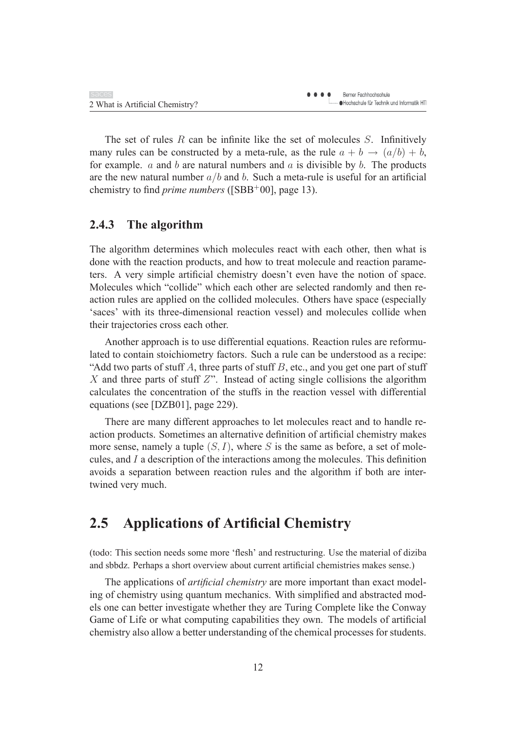The set of rules $R$ can be infinite like the set of molecules $S$. Infinitively many rules can be constructed by a meta-rule, as the rule $a + b \rightarrow (a/b) + b$, for example. $a$ and $b$ are natural numbers and $a$ is divisible by $b$. The products are the new natural number $a/b$ and $b$. Such a meta-rule is useful for an artificial chemistry to find *prime numbers* ([SBB+00], page 13).

### 2.4.3 The algorithm

The algorithm determines which molecules react with each other, then what is done with the reaction products, and how to treat molecule and reaction parameters. A very simple artificial chemistry doesn't even have the notion of space. Molecules which "collide" which each other are selected randomly and then reaction rules are applied on the collided molecules. Others have space (especially 'saces' with its three-dimensional reaction vessel) and molecules collide when their trajectories cross each other.

Another approach is to use differential equations. Reaction rules are reformulated to contain stoichiometry factors. Such a rule can be understood as a recipe: "Add two parts of stuff $A$, three parts of stuff $B$, etc., and you get one part of stuff $X$ and three parts of stuff $Z$". Instead of acting single collisions the algorithm calculates the concentration of the stuffs in the reaction vessel with differential equations (see [DZB01], page 229).

There are many different approaches to let molecules react and to handle reaction products. Sometimes an alternative definition of artificial chemistry makes more sense, namely a tuple $(S, I)$, where $S$ is the same as before, a set of molecules, and $I$ a description of the interactions among the molecules. This definition avoids a separation between reaction rules and the algorithm if both are intertwined very much.

## 2.5 Applications of Artificial Chemistry

(todo: This section needs some more 'flesh' and restructuring. Use the material of diziba and sbbdz. Perhaps a short overview about current artificial chemistries makes sense.)

The applications of *artificial chemistry* are more important than exact modeling of chemistry using quantum mechanics. With simplified and abstracted models one can better investigate whether they are Turing Complete like the Conway Game of Life or what computing capabilities they own. The models of artificial chemistry also allow a better understanding of the chemical processes for students.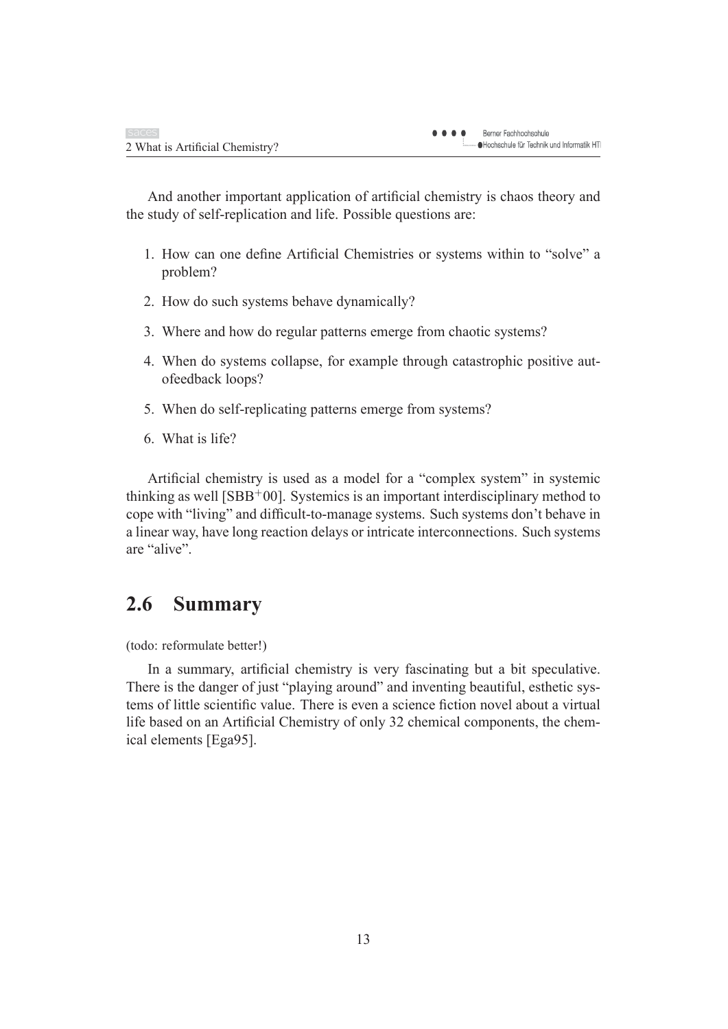And another important application of artificial chemistry is chaos theory and the study of self-replication and life. Possible questions are:

1. How can one define Artificial Chemistries or systems within to "solve" a problem?
2. How do such systems behave dynamically?
3. Where and how do regular patterns emerge from chaotic systems?
4. When do systems collapse, for example through catastrophic positive autofeedback loops?
5. When do self-replicating patterns emerge from systems?
6. What is life?

Artificial chemistry is used as a model for a "complex system" in systemic thinking as well [SBB$^{+}$00]. Systemics is an important interdisciplinary method to cope with "living" and difficult-to-manage systems. Such systems don't behave in a linear way, have long reaction delays or intricate interconnections. Such systems are "alive".

## 2.6 Summary

(todo: reformulate better!)

In a summary, artificial chemistry is very fascinating but a bit speculative. There is the danger of just "playing around" and inventing beautiful, esthetic systems of little scientific value. There is even a science fiction novel about a virtual life based on an Artificial Chemistry of only 32 chemical components, the chemical elements [Ega95].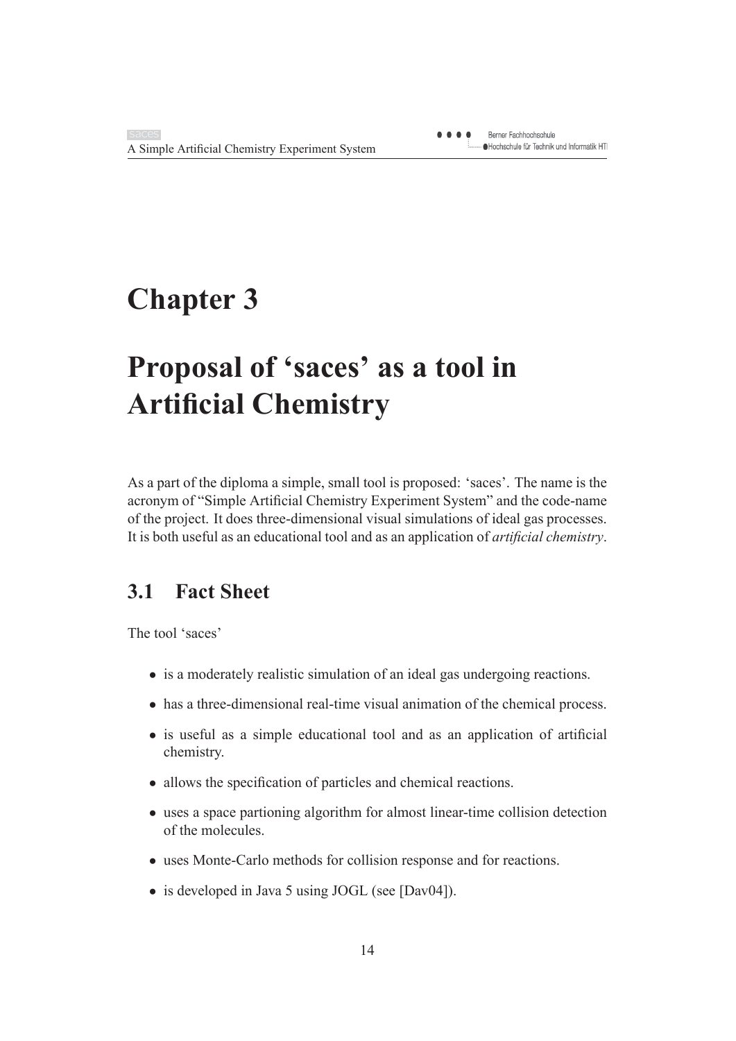# Chapter 3

# Proposal of 'saces' as a tool in Artificial Chemistry

As a part of the diploma a simple, small tool is proposed: 'saces'. The name is the acronym of "Simple Artificial Chemistry Experiment System" and the code-name of the project. It does three-dimensional visual simulations of ideal gas processes. It is both useful as an educational tool and as an application of *artificial chemistry*.

## 3.1 Fact Sheet

The tool 'saces'

- is a moderately realistic simulation of an ideal gas undergoing reactions.
- has a three-dimensional real-time visual animation of the chemical process.
- is useful as a simple educational tool and as an application of artificial chemistry.
- allows the specification of particles and chemical reactions.
- uses a space partioning algorithm for almost linear-time collision detection of the molecules.
- uses Monte-Carlo methods for collision response and for reactions.
- is developed in Java 5 using JOGL (see [Dav04]).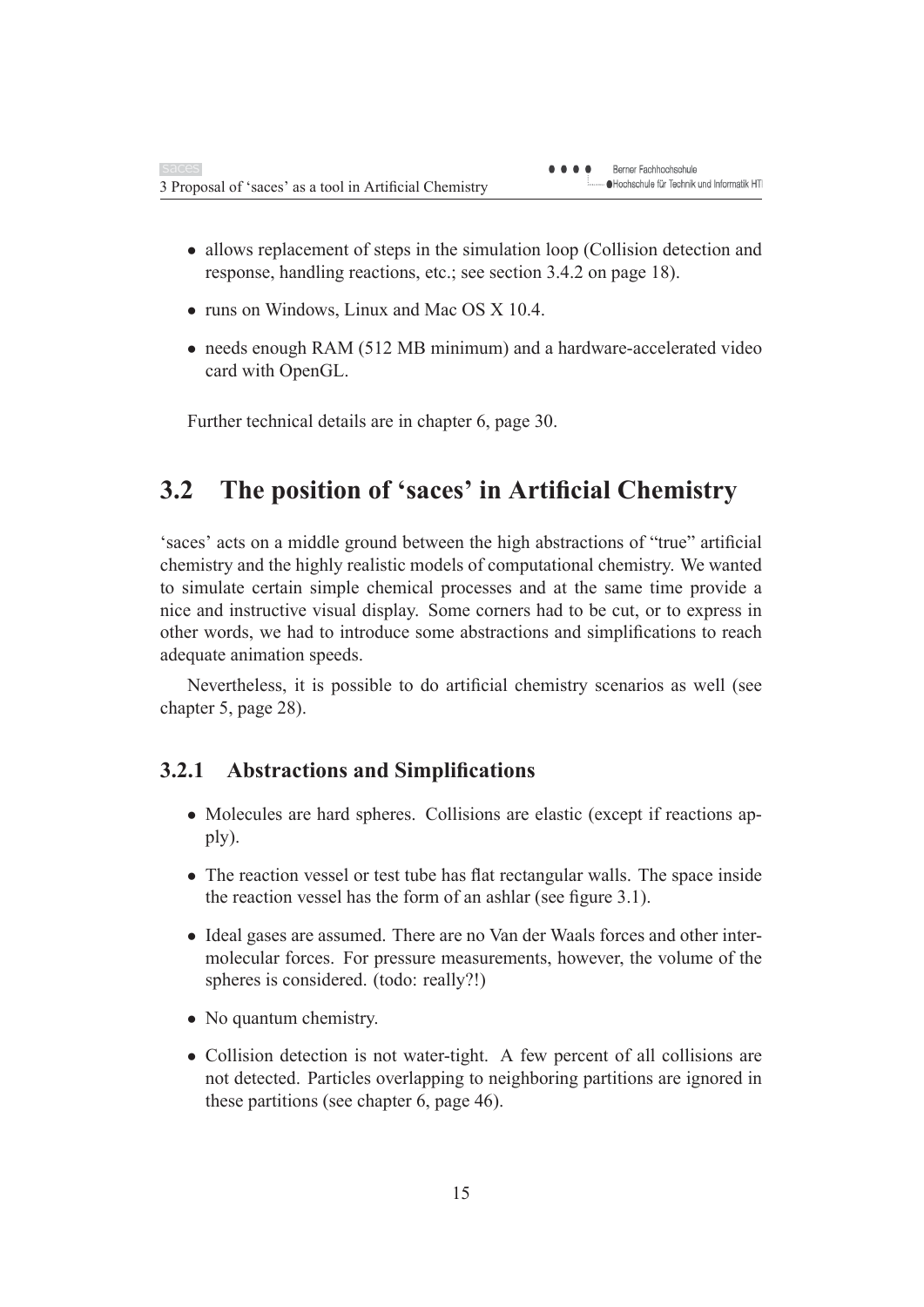- allows replacement of steps in the simulation loop (Collision detection and response, handling reactions, etc.; see section 3.4.2 on page 18).
- runs on Windows, Linux and Mac OS X 10.4.
- needs enough RAM (512 MB minimum) and a hardware-accelerated video card with OpenGL.

Further technical details are in chapter 6, page 30.

## 3.2 The position of 'saces' in Artificial Chemistry

'saces' acts on a middle ground between the high abstractions of "true" artificial chemistry and the highly realistic models of computational chemistry. We wanted to simulate certain simple chemical processes and at the same time provide a nice and instructive visual display. Some corners had to be cut, or to express in other words, we had to introduce some abstractions and simplifications to reach adequate animation speeds.

Nevertheless, it is possible to do artificial chemistry scenarios as well (see chapter 5, page 28).

### 3.2.1 Abstractions and Simplifications

- Molecules are hard spheres. Collisions are elastic (except if reactions apply).
- The reaction vessel or test tube has flat rectangular walls. The space inside the reaction vessel has the form of an ashlar (see figure 3.1).
- Ideal gases are assumed. There are no Van der Waals forces and other intermolecular forces. For pressure measurements, however, the volume of the spheres is considered. (todo: really?!)
- No quantum chemistry.
- Collision detection is not water-tight. A few percent of all collisions are not detected. Particles overlapping to neighboring partitions are ignored in these partitions (see chapter 6, page 46).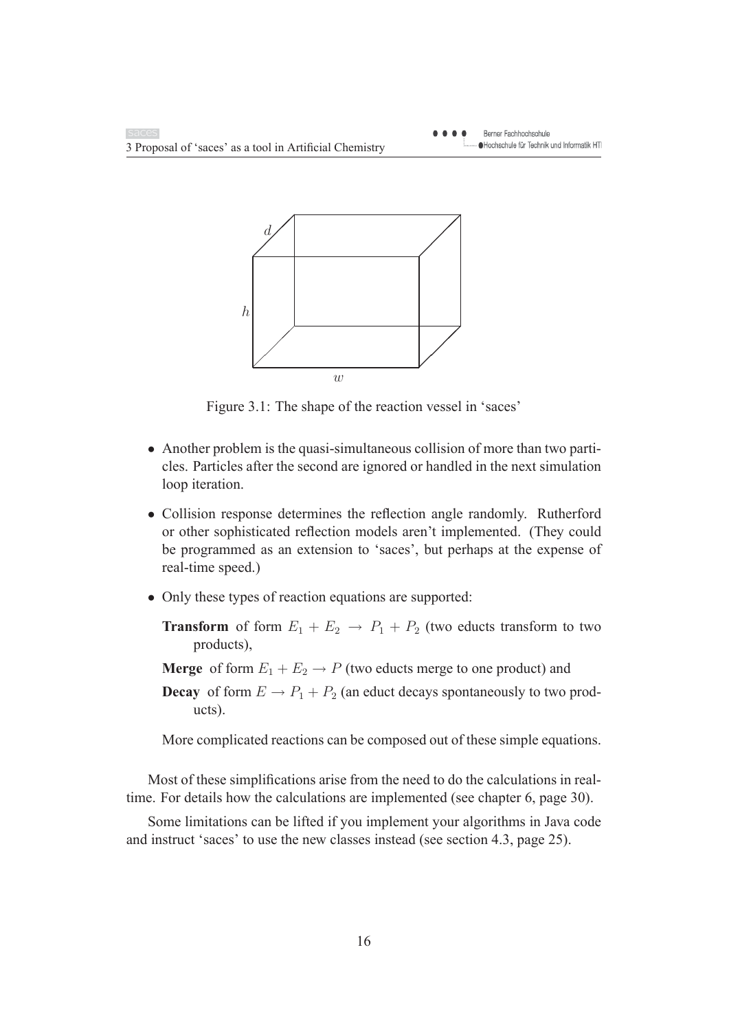d

h

w

Figure 3.1: The shape of the reaction vessel in 'saces'

- Another problem is the quasi-simultaneous collision of more than two particles. Particles after the second are ignored or handled in the next simulation loop iteration.
- Collision response determines the reflection angle randomly. Rutherford or other sophisticated reflection models aren't implemented. (They could be programmed as an extension to 'saces', but perhaps at the expense of real-time speed.)
- Only these types of reaction equations are supported:

  **Transform** of form $E_1 + E_2 \rightarrow P_1 + P_2$ (two educts transform to two products),

  **Merge** of form $E_1 + E_2 \rightarrow P$ (two educts merge to one product) and

  **Decay** of form $E \rightarrow P_1 + P_2$ (an educt decays spontaneously to two products).

  More complicated reactions can be composed out of these simple equations.

Most of these simplifications arise from the need to do the calculations in real-time. For details how the calculations are implemented (see chapter 6, page 30).

Some limitations can be lifted if you implement your algorithms in Java code and instruct 'saces' to use the new classes instead (see section 4.3, page 25).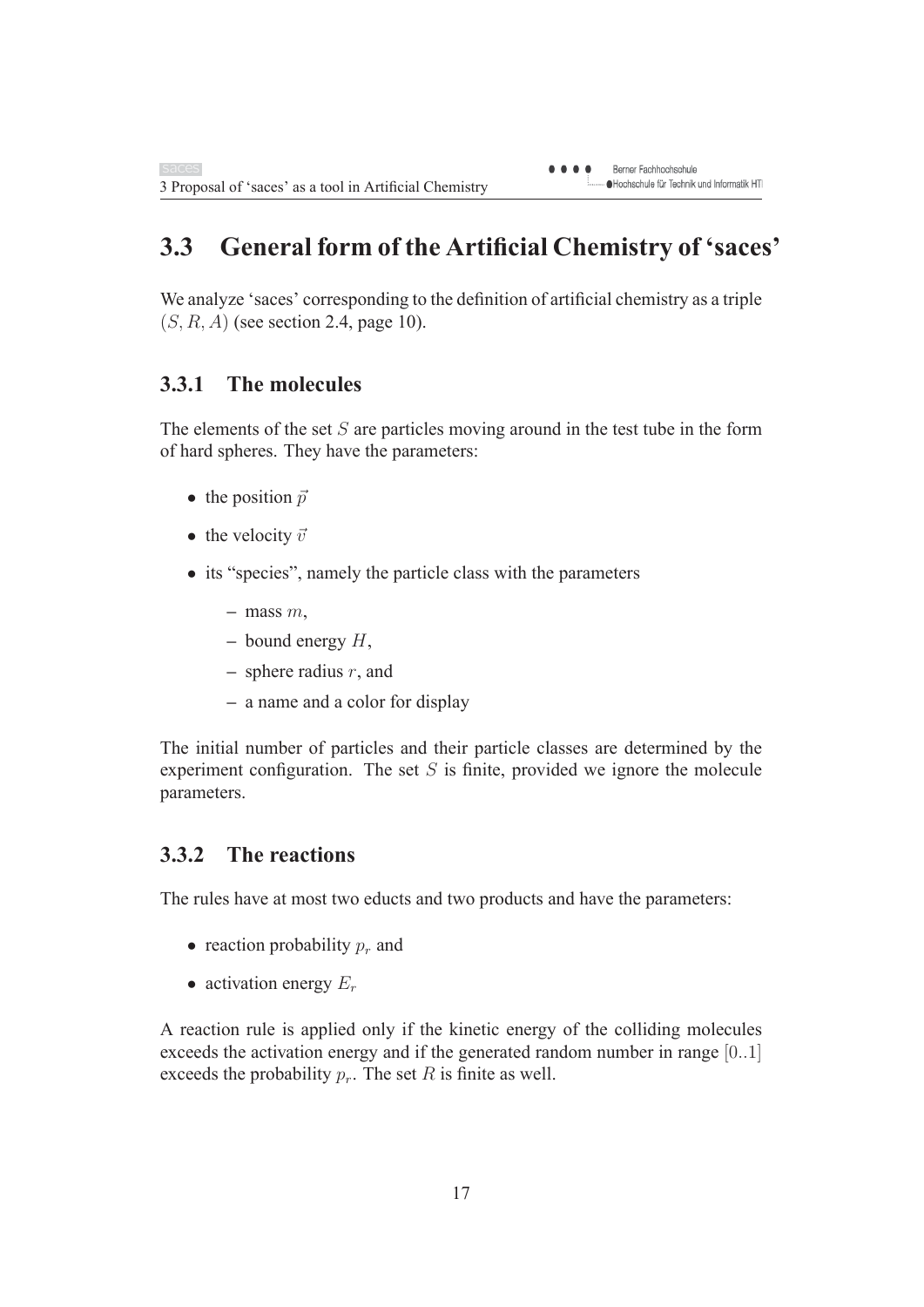## 3.3 General form of the Artificial Chemistry of 'saces'

We analyze 'saces' corresponding to the definition of artificial chemistry as a triple $(S, R, A)$ (see section 2.4, page 10).

### 3.3.1 The molecules

The elements of the set $S$ are particles moving around in the test tube in the form of hard spheres. They have the parameters:

- the position $\vec{p}$
- the velocity $\vec{v}$
- its "species", namely the particle class with the parameters
  - mass $m$,
  - bound energy $H$,
  - sphere radius $r$, and
  - a name and a color for display

The initial number of particles and their particle classes are determined by the experiment configuration. The set $S$ is finite, provided we ignore the molecule parameters.

### 3.3.2 The reactions

The rules have at most two educts and two products and have the parameters:

- reaction probability $p_r$ and
- activation energy $E_r$

A reaction rule is applied only if the kinetic energy of the colliding molecules exceeds the activation energy and if the generated random number in range $[0..1]$ exceeds the probability $p_r$. The set $R$ is finite as well.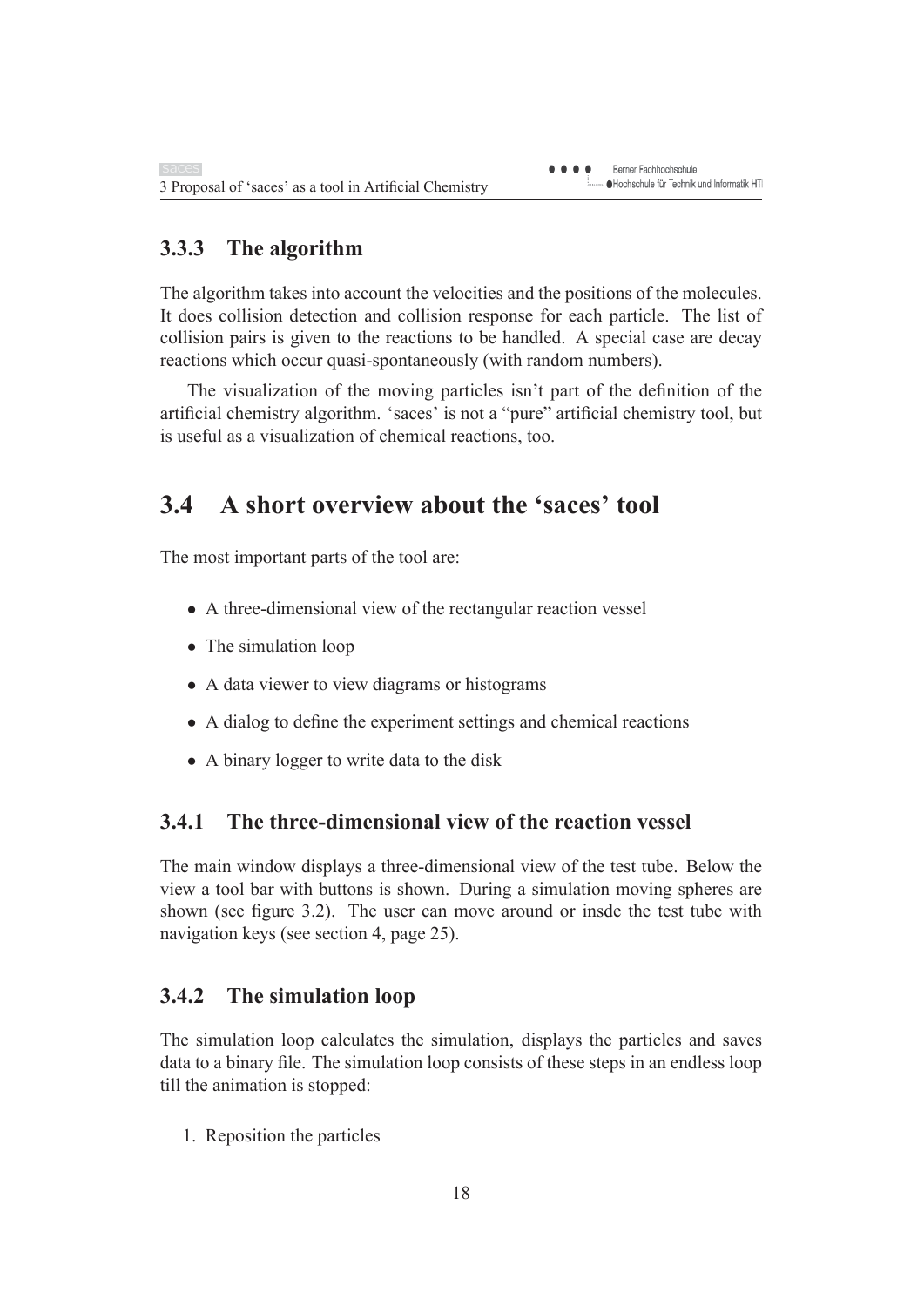### 3.3.3 The algorithm

The algorithm takes into account the velocities and the positions of the molecules. It does collision detection and collision response for each particle. The list of collision pairs is given to the reactions to be handled. A special case are decay reactions which occur quasi-spontaneously (with random numbers).

The visualization of the moving particles isn't part of the definition of the artificial chemistry algorithm. 'saces' is not a "pure" artificial chemistry tool, but is useful as a visualization of chemical reactions, too.

## 3.4 A short overview about the 'saces' tool

The most important parts of the tool are:

- A three-dimensional view of the rectangular reaction vessel
- The simulation loop
- A data viewer to view diagrams or histograms
- A dialog to define the experiment settings and chemical reactions
- A binary logger to write data to the disk

### 3.4.1 The three-dimensional view of the reaction vessel

The main window displays a three-dimensional view of the test tube. Below the view a tool bar with buttons is shown. During a simulation moving spheres are shown (see figure 3.2). The user can move around or insde the test tube with navigation keys (see section 4, page 25).

### 3.4.2 The simulation loop

The simulation loop calculates the simulation, displays the particles and saves data to a binary file. The simulation loop consists of these steps in an endless loop till the animation is stopped:

1. Reposition the particles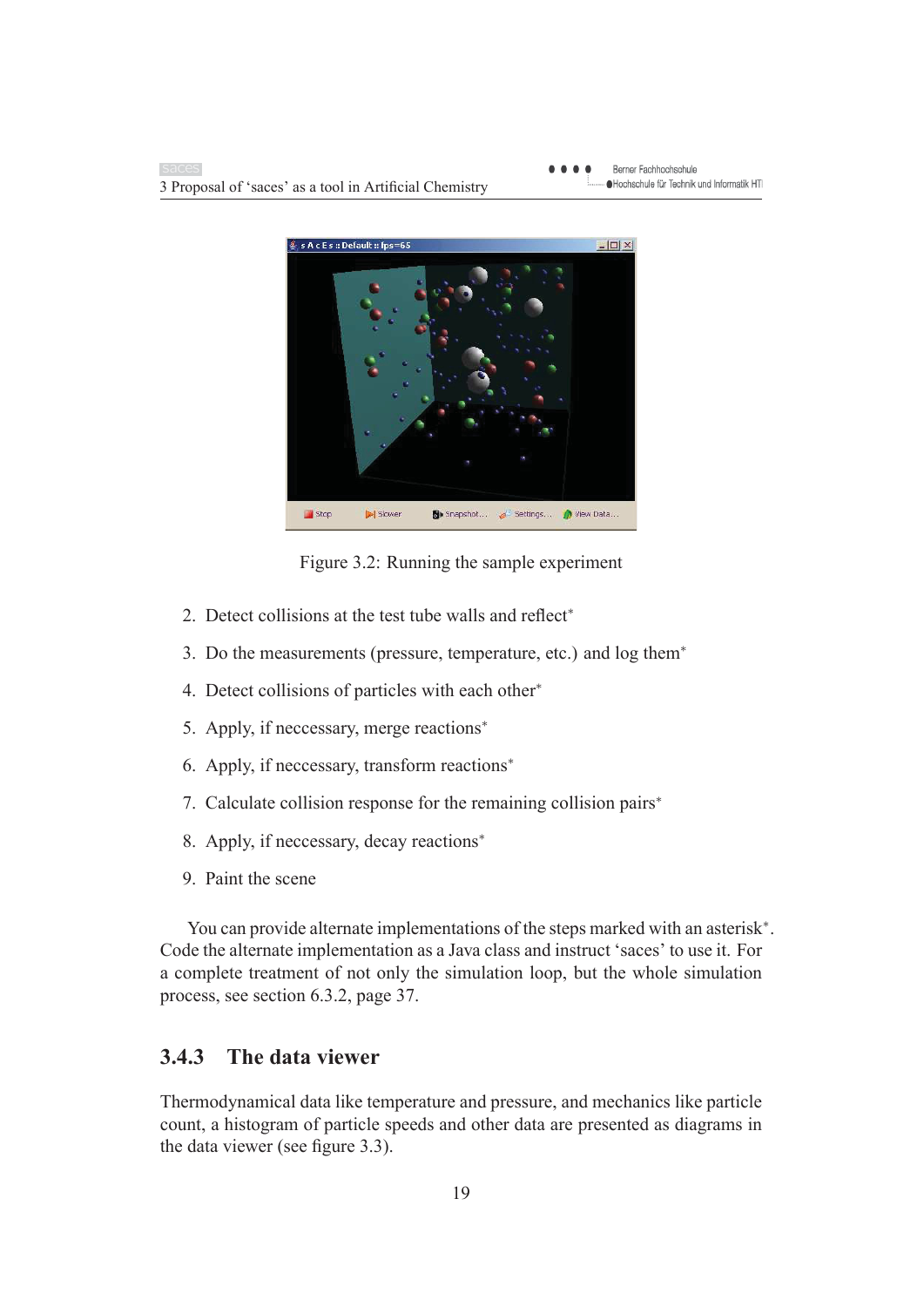Figure 3.2: Running the sample experiment

2. Detect collisions at the test tube walls and reflect*
3. Do the measurements (pressure, temperature, etc.) and log them*
4. Detect collisions of particles with each other*
5. Apply, if neccessary, merge reactions*
6. Apply, if neccessary, transform reactions*
7. Calculate collision response for the remaining collision pairs*
8. Apply, if neccessary, decay reactions*
9. Paint the scene

You can provide alternate implementations of the steps marked with an asterisk*. Code the alternate implementation as a Java class and instruct 'saces' to use it. For a complete treatment of not only the simulation loop, but the whole simulation process, see section 6.3.2, page 37.

### 3.4.3 The data viewer

Thermodynamical data like temperature and pressure, and mechanics like particle count, a histogram of particle speeds and other data are presented as diagrams in the data viewer (see figure 3.3).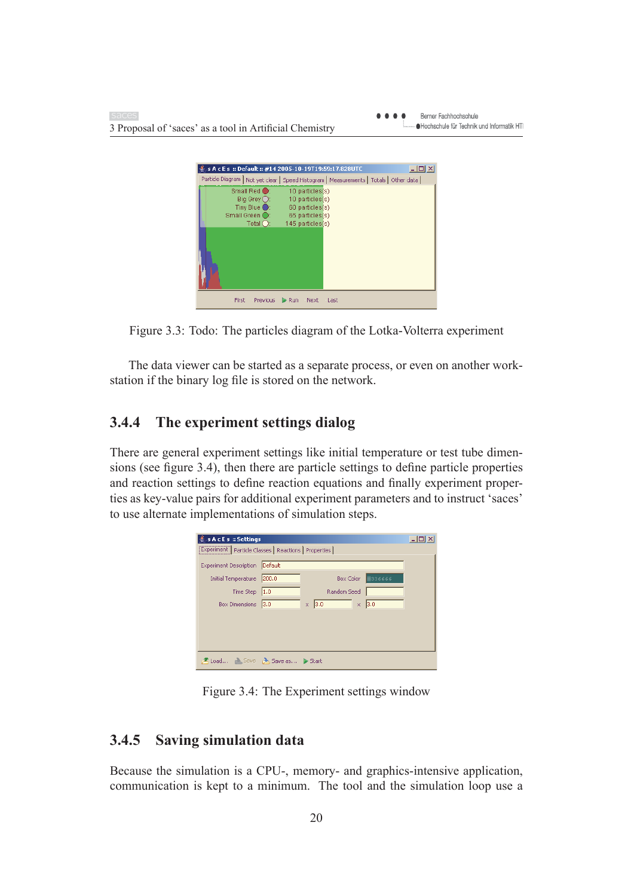Figure 3.3: Todo: The particles diagram of the Lotka-Volterra experiment

The data viewer can be started as a separate process, or even on another workstation if the binary log file is stored on the network.

### 3.4.4 The experiment settings dialog

There are general experiment settings like initial temperature or test tube dimensions (see figure 3.4), then there are particle settings to define particle properties and reaction settings to define reaction equations and finally experiment properties as key-value pairs for additional experiment parameters and to instruct 'saces' to use alternate implementations of simulation steps.

Figure 3.4: The Experiment settings window

### 3.4.5 Saving simulation data

Because the simulation is a CPU-, memory- and graphics-intensive application, communication is kept to a minimum. The tool and the simulation loop use a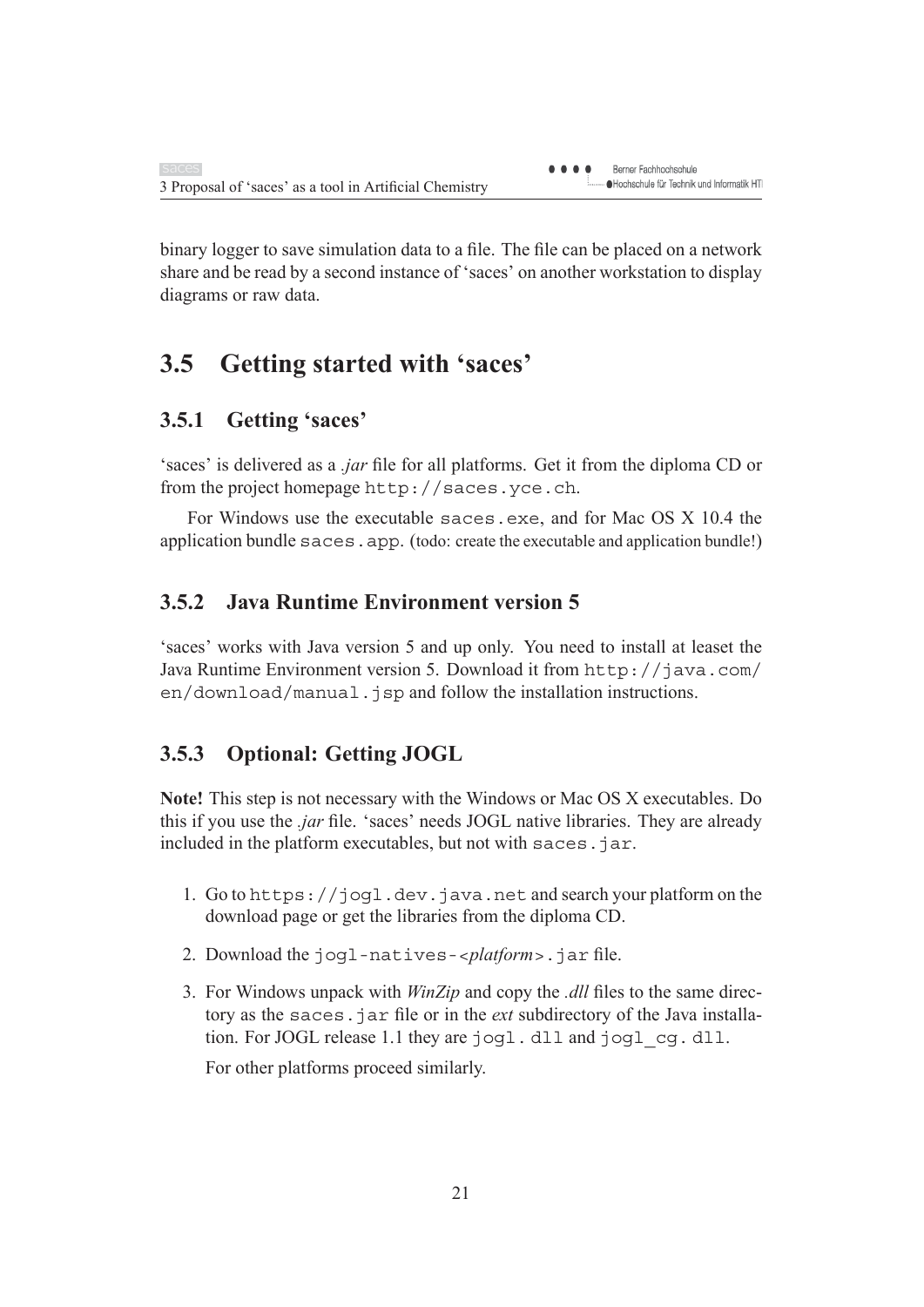binary logger to save simulation data to a file. The file can be placed on a network share and be read by a second instance of 'saces' on another workstation to display diagrams or raw data.

## 3.5 Getting started with 'saces'

### 3.5.1 Getting 'saces'

'saces' is delivered as a *.jar* file for all platforms. Get it from the diploma CD or from the project homepage `http://saces.yce.ch`.

For Windows use the executable `saces.exe`, and for Mac OS X 10.4 the application bundle `saces.app`. (todo: create the executable and application bundle!)

### 3.5.2 Java Runtime Environment version 5

'saces' works with Java version 5 and up only. You need to install at leaset the Java Runtime Environment version 5. Download it from `http://java.com/en/download/manual.jsp` and follow the installation instructions.

### 3.5.3 Optional: Getting JOGL

**Note!** This step is not necessary with the Windows or Mac OS X executables. Do this if you use the *.jar* file. 'saces' needs JOGL native libraries. They are already included in the platform executables, but not with `saces.jar`.

1. Go to `https://jogl.dev.java.net` and search your platform on the download page or get the libraries from the diploma CD.
2. Download the `jogl-natives-<`*platform*`>.jar` file.
3. For Windows unpack with *WinZip* and copy the *.dll* files to the same directory as the `saces.jar` file or in the *ext* subdirectory of the Java installation. For JOGL release 1.1 they are `jogl.dll` and `jogl_cg.dll`.

   For other platforms proceed similarly.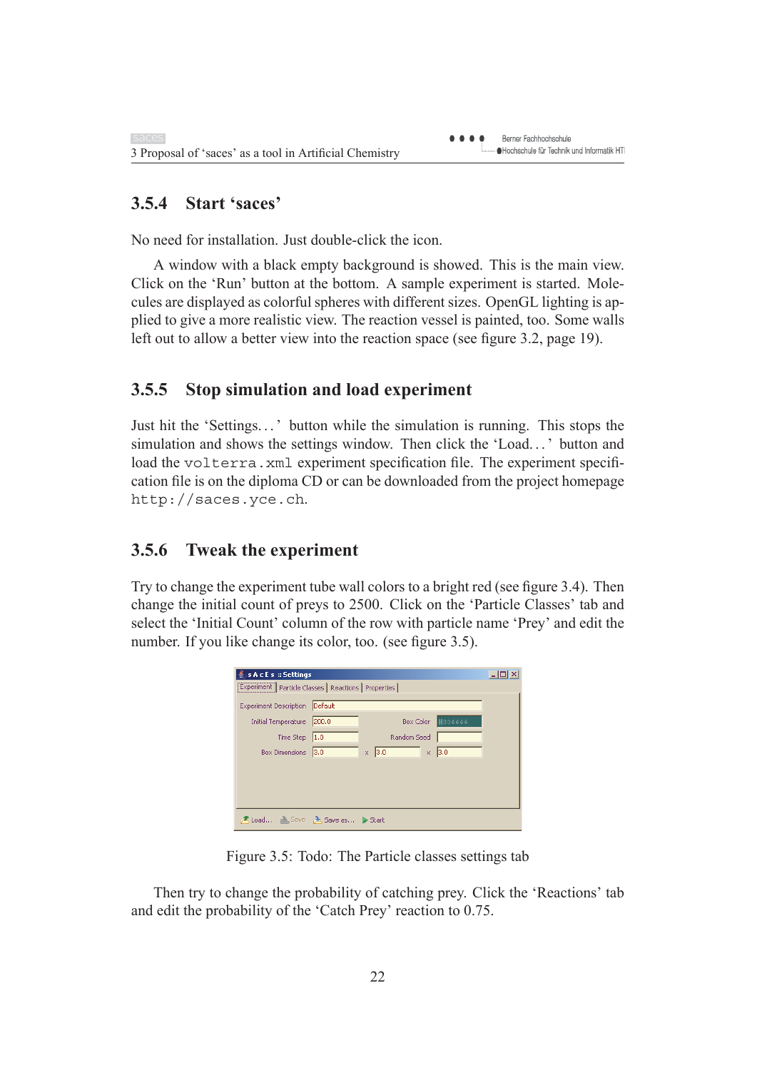### 3.5.4 Start 'saces'

No need for installation. Just double-click the icon.

A window with a black empty background is showed. This is the main view. Click on the 'Run' button at the bottom. A sample experiment is started. Molecules are displayed as colorful spheres with different sizes. OpenGL lighting is applied to give a more realistic view. The reaction vessel is painted, too. Some walls left out to allow a better view into the reaction space (see figure 3.2, page 19).

### 3.5.5 Stop simulation and load experiment

Just hit the 'Settings...' button while the simulation is running. This stops the simulation and shows the settings window. Then click the 'Load...' button and load the `volterra.xml` experiment specification file. The experiment specification file is on the diploma CD or can be downloaded from the project homepage `http://saces.yce.ch`.

### 3.5.6 Tweak the experiment

Try to change the experiment tube wall colors to a bright red (see figure 3.4). Then change the initial count of preys to 2500. Click on the 'Particle Classes' tab and select the 'Initial Count' column of the row with particle name 'Prey' and edit the number. If you like change its color, too. (see figure 3.5).

Figure 3.5: Todo: The Particle classes settings tab

Then try to change the probability of catching prey. Click the 'Reactions' tab and edit the probability of the 'Catch Prey' reaction to 0.75.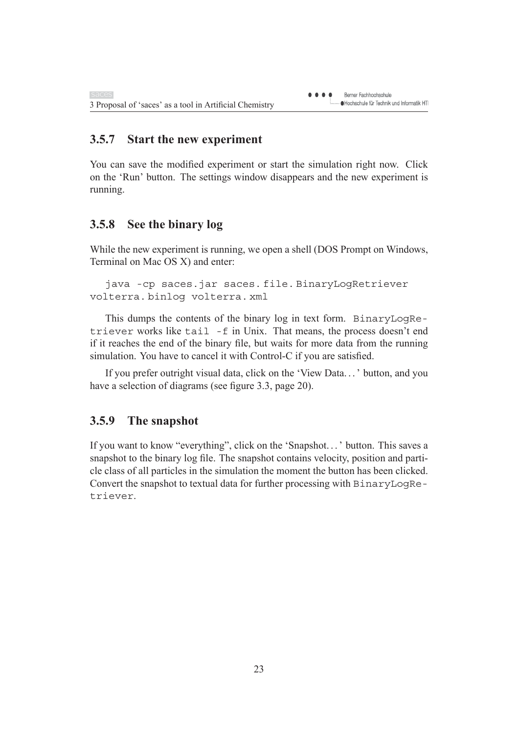### 3.5.7 Start the new experiment

You can save the modified experiment or start the simulation right now. Click on the 'Run' button. The settings window disappears and the new experiment is running.

### 3.5.8 See the binary log

While the new experiment is running, we open a shell (DOS Prompt on Windows, Terminal on Mac OS X) and enter:

```
java -cp saces.jar saces.file.BinaryLogRetriever
volterra.binlog volterra.xml
```

This dumps the contents of the binary log in text form. `BinaryLogRetriever` works like `tail -f` in Unix. That means, the process doesn't end if it reaches the end of the binary file, but waits for more data from the running simulation. You have to cancel it with Control-C if you are satisfied.

If you prefer outright visual data, click on the 'View Data…' button, and you have a selection of diagrams (see figure 3.3, page 20).

### 3.5.9 The snapshot

If you want to know "everything", click on the 'Snapshot…' button. This saves a snapshot to the binary log file. The snapshot contains velocity, position and particle class of all particles in the simulation the moment the button has been clicked. Convert the snapshot to textual data for further processing with `BinaryLogRetriever`.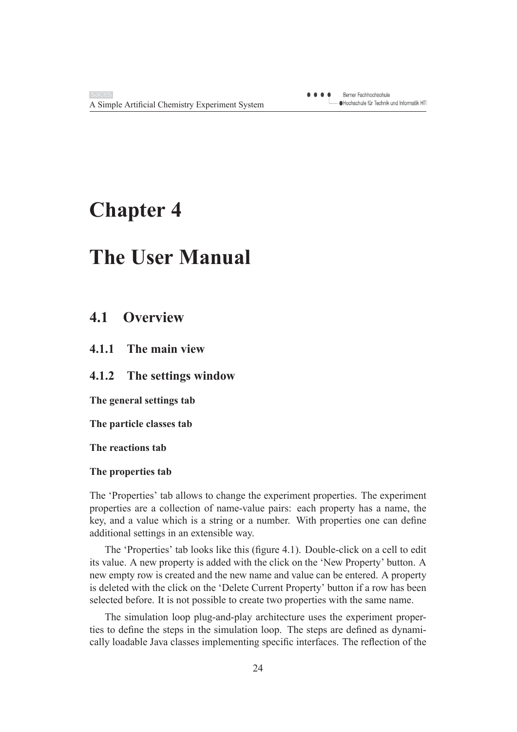# Chapter 4

# The User Manual

## 4.1 Overview

### 4.1.1 The main view

### 4.1.2 The settings window

**The general settings tab**

**The particle classes tab**

**The reactions tab**

**The properties tab**

The ‘Properties’ tab allows to change the experiment properties. The experiment properties are a collection of name-value pairs: each property has a name, the key, and a value which is a string or a number. With properties one can define additional settings in an extensible way.

The ‘Properties’ tab looks like this (figure 4.1). Double-click on a cell to edit its value. A new property is added with the click on the ‘New Property’ button. A new empty row is created and the new name and value can be entered. A property is deleted with the click on the ‘Delete Current Property’ button if a row has been selected before. It is not possible to create two properties with the same name.

The simulation loop plug-and-play architecture uses the experiment properties to define the steps in the simulation loop. The steps are defined as dynamically loadable Java classes implementing specific interfaces. The reflection of the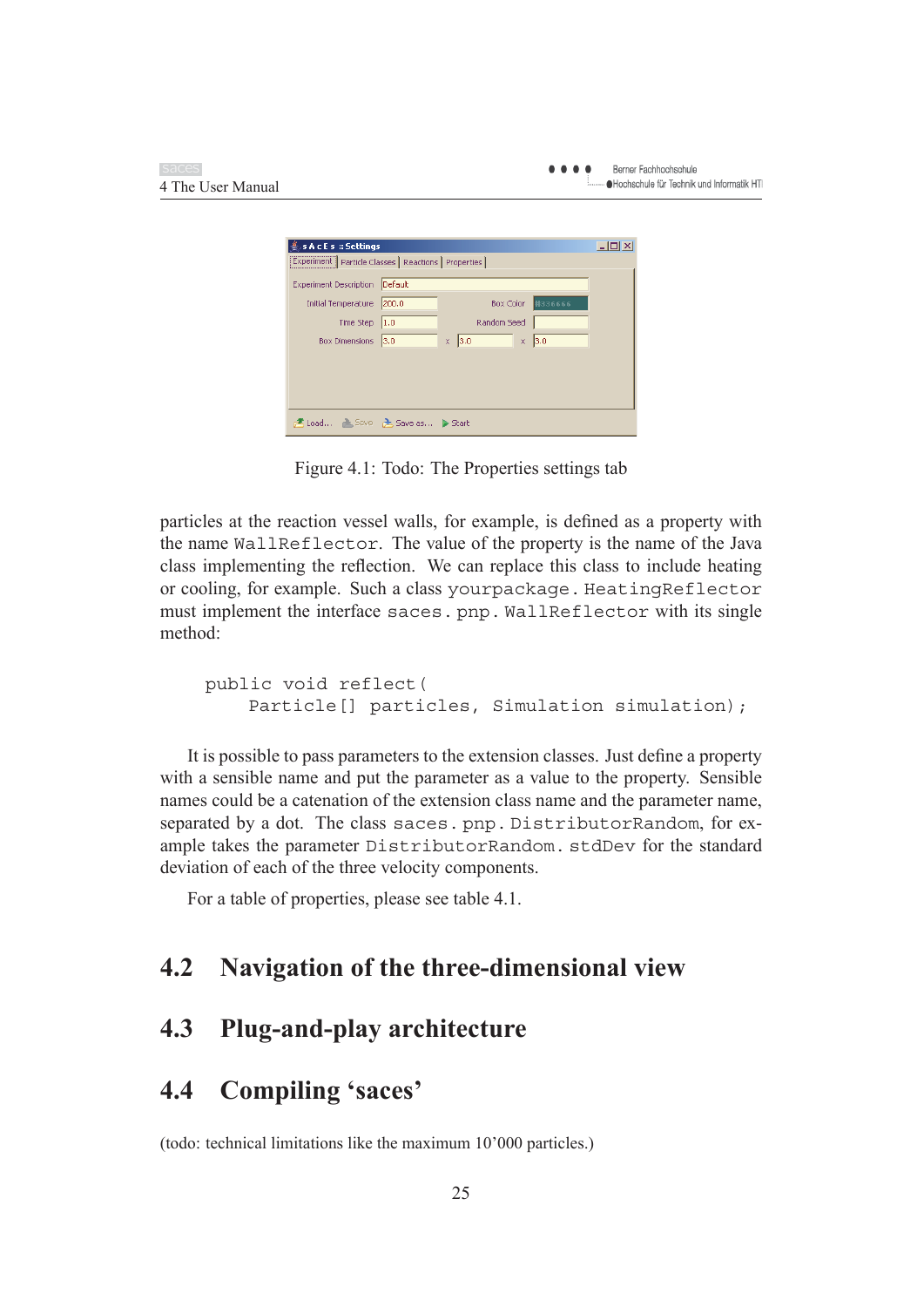Figure 4.1: Todo: The Properties settings tab

particles at the reaction vessel walls, for example, is defined as a property with the name `WallReflector`. The value of the property is the name of the Java class implementing the reflection. We can replace this class to include heating or cooling, for example. Such a class `yourpackage.HeatingReflector` must implement the interface `saces.pnp.WallReflector` with its single method:

```
public void reflect(
    Particle[] particles, Simulation simulation);
```

It is possible to pass parameters to the extension classes. Just define a property with a sensible name and put the parameter as a value to the property. Sensible names could be a catenation of the extension class name and the parameter name, separated by a dot. The class `saces.pnp.DistributorRandom`, for example takes the parameter `DistributorRandom.stdDev` for the standard deviation of each of the three velocity components.

For a table of properties, please see table 4.1.

## 4.2 Navigation of the three-dimensional view

## 4.3 Plug-and-play architecture

## 4.4 Compiling 'saces'

(todo: technical limitations like the maximum 10'000 particles.)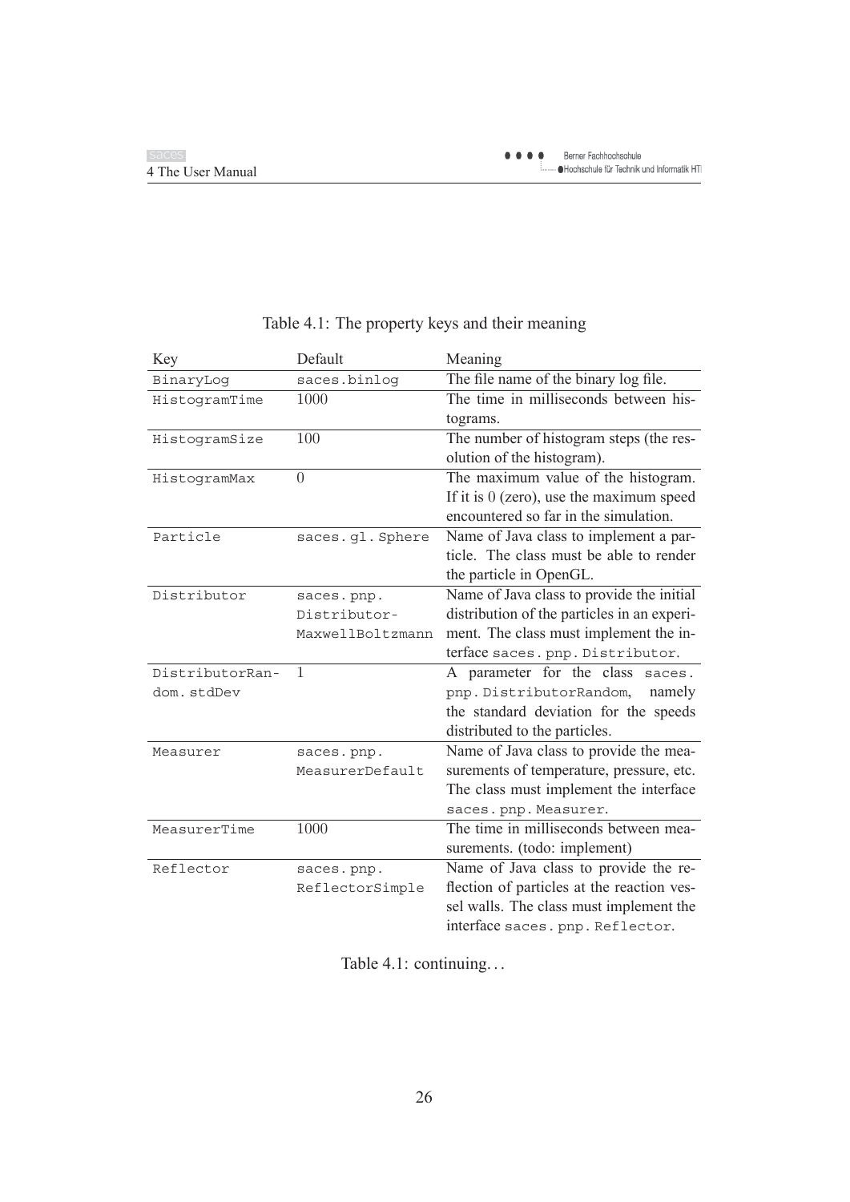Table 4.1: The property keys and their meaning

| Key | Default | Meaning |
|---|---|---|
| `BinaryLog` | `saces.binlog` | The file name of the binary log file. |
| `HistogramTime` | 1000 | The time in milliseconds between histograms. |
| `HistogramSize` | 100 | The number of histogram steps (the resolution of the histogram). |
| `HistogramMax` | 0 | The maximum value of the histogram. If it is 0 (zero), use the maximum speed encountered so far in the simulation. |
| `Particle` | `saces.gl.Sphere` | Name of Java class to implement a particle. The class must be able to render the particle in OpenGL. |
| `Distributor` | `saces.pnp.DistributorMaxwellBoltzmann` | Name of Java class to provide the initial distribution of the particles in an experiment. The class must implement the interface `saces.pnp.Distributor`. |
| `DistributorRandom.stdDev` | 1 | A parameter for the class `saces.pnp.DistributorRandom`, namely the standard deviation for the speeds distributed to the particles. |
| `Measurer` | `saces.pnp.MeasurerDefault` | Name of Java class to provide the measurements of temperature, pressure, etc. The class must implement the interface `saces.pnp.Measurer`. |
| `MeasurerTime` | 1000 | The time in milliseconds between measurements. (todo: implement) |
| `Reflector` | `saces.pnp.ReflectorSimple` | Name of Java class to provide the reflection of particles at the reaction vessel walls. The class must implement the interface `saces.pnp.Reflector`. |

Table 4.1: continuing…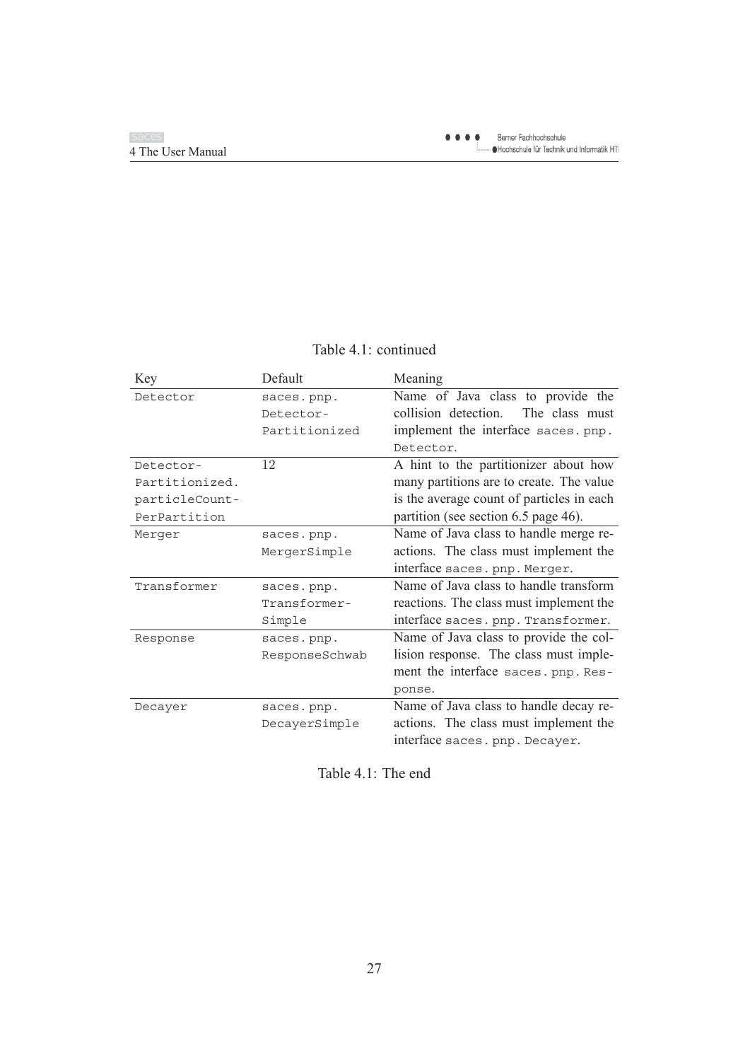Table 4.1: continued

| Key | Default | Meaning |
|---|---|---|
| `Detector` | `saces.pnp.DetectorPartitionized` | Name of Java class to provide the collision detection. The class must implement the interface `saces.pnp.Detector`. |
| `DetectorPartitionized.particleCountPerPartition` | 12 | A hint to the partitionizer about how many partitions are to create. The value is the average count of particles in each partition (see section 6.5 page 46). |
| `Merger` | `saces.pnp.MergerSimple` | Name of Java class to handle merge reactions. The class must implement the interface `saces.pnp.Merger`. |
| `Transformer` | `saces.pnp.TransformerSimple` | Name of Java class to handle transform reactions. The class must implement the interface `saces.pnp.Transformer`. |
| `Response` | `saces.pnp.ResponseSchwab` | Name of Java class to provide the collision response. The class must implement the interface `saces.pnp.Response`. |
| `Decayer` | `saces.pnp.DecayerSimple` | Name of Java class to handle decay reactions. The class must implement the interface `saces.pnp.Decayer`. |

Table 4.1: The end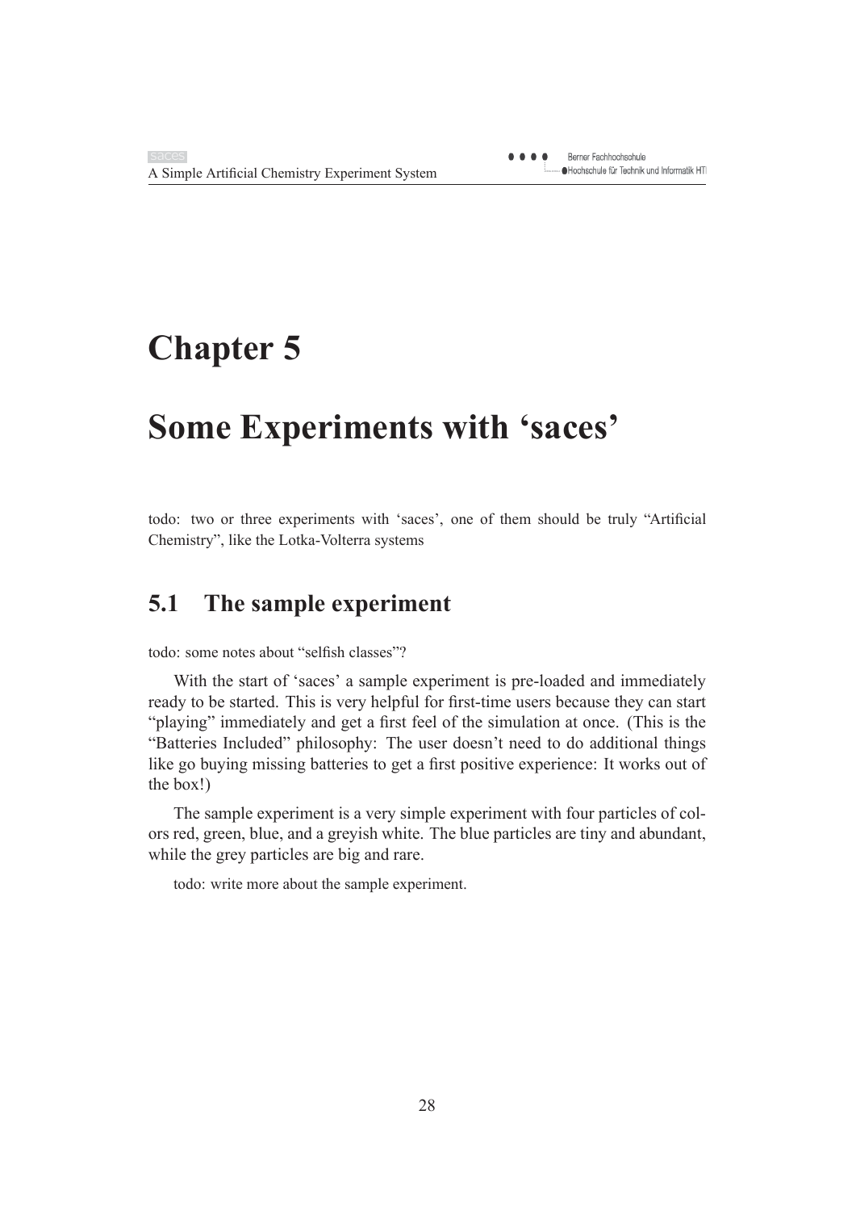# Chapter 5

# Some Experiments with 'saces'

todo: two or three experiments with 'saces', one of them should be truly "Artificial Chemistry", like the Lotka-Volterra systems

## 5.1 The sample experiment

todo: some notes about "selfish classes"?

With the start of 'saces' a sample experiment is pre-loaded and immediately ready to be started. This is very helpful for first-time users because they can start "playing" immediately and get a first feel of the simulation at once. (This is the "Batteries Included" philosophy: The user doesn't need to do additional things like go buying missing batteries to get a first positive experience: It works out of the box!)

The sample experiment is a very simple experiment with four particles of colors red, green, blue, and a greyish white. The blue particles are tiny and abundant, while the grey particles are big and rare.

todo: write more about the sample experiment.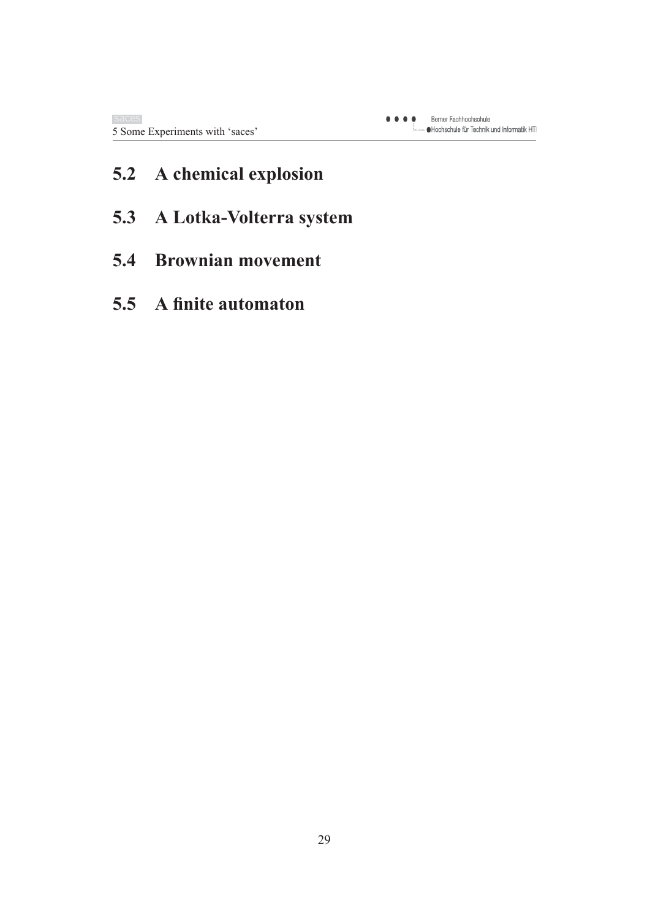## 5.2 A chemical explosion

## 5.3 A Lotka-Volterra system

## 5.4 Brownian movement

## 5.5 A finite automaton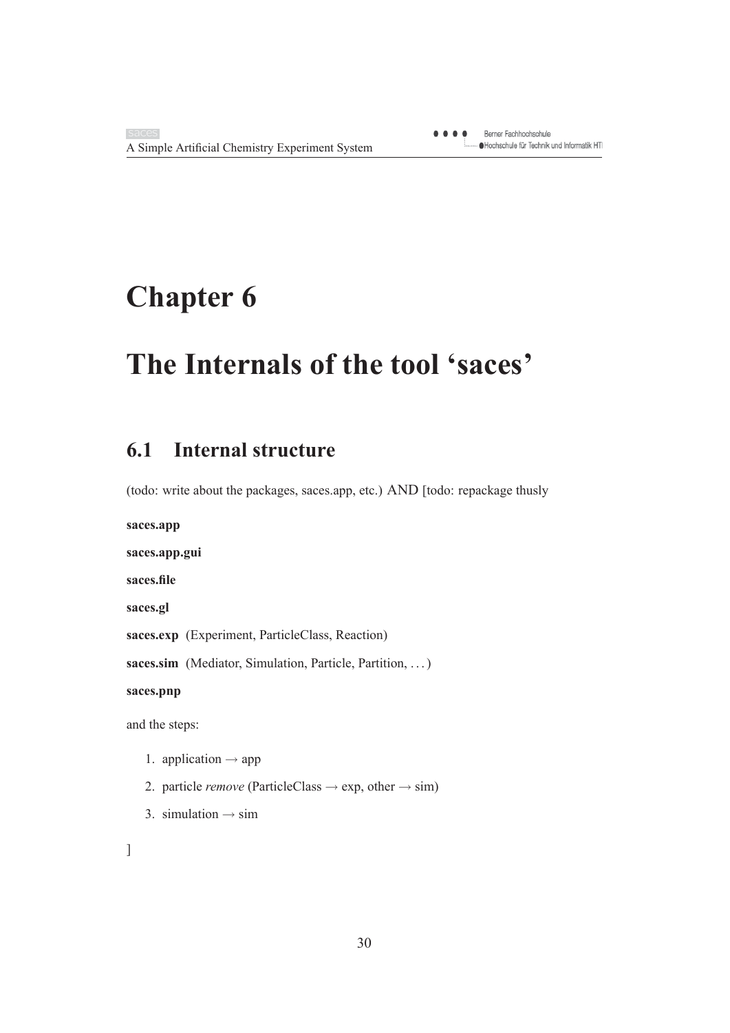# Chapter 6

# The Internals of the tool 'saces'

## 6.1 Internal structure

(todo: write about the packages, saces.app, etc.) AND [todo: repackage thusly

**saces.app**

**saces.app.gui**

**saces.file**

**saces.gl**

**saces.exp** (Experiment, ParticleClass, Reaction)

**saces.sim** (Mediator, Simulation, Particle, Partition, ...)

**saces.pnp**

and the steps:

1. application → app
2. particle *remove* (ParticleClass → exp, other → sim)
3. simulation → sim

]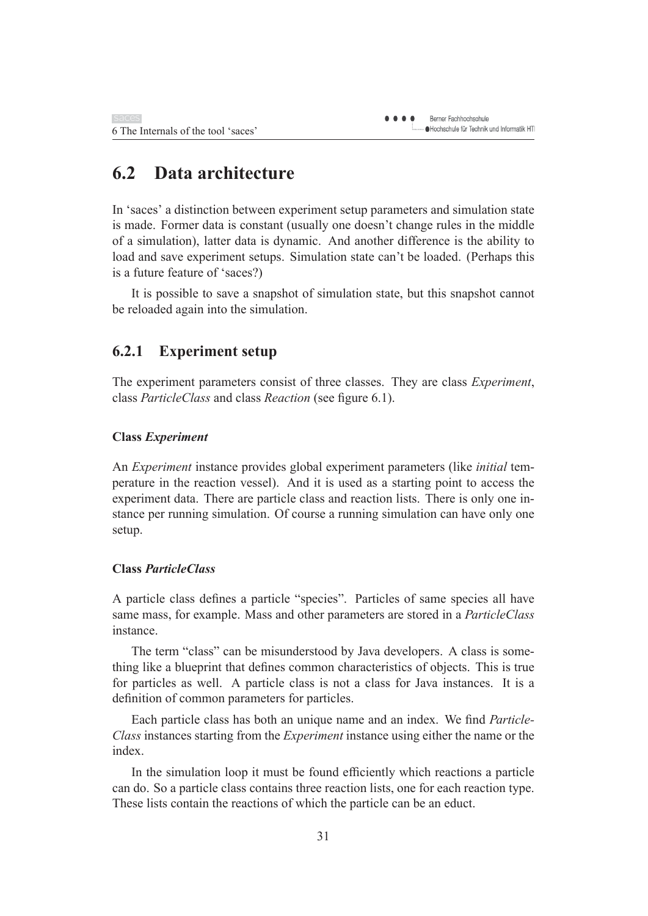## 6.2 Data architecture

In 'saces' a distinction between experiment setup parameters and simulation state is made. Former data is constant (usually one doesn't change rules in the middle of a simulation), latter data is dynamic. And another difference is the ability to load and save experiment setups. Simulation state can't be loaded. (Perhaps this is a future feature of 'saces?)

It is possible to save a snapshot of simulation state, but this snapshot cannot be reloaded again into the simulation.

### 6.2.1 Experiment setup

The experiment parameters consist of three classes. They are class *Experiment*, class *ParticleClass* and class *Reaction* (see figure 6.1).

#### Class *Experiment*

An *Experiment* instance provides global experiment parameters (like *initial* temperature in the reaction vessel). And it is used as a starting point to access the experiment data. There are particle class and reaction lists. There is only one instance per running simulation. Of course a running simulation can have only one setup.

#### Class *ParticleClass*

A particle class defines a particle "species". Particles of same species all have same mass, for example. Mass and other parameters are stored in a *ParticleClass* instance.

The term "class" can be misunderstood by Java developers. A class is something like a blueprint that defines common characteristics of objects. This is true for particles as well. A particle class is not a class for Java instances. It is a definition of common parameters for particles.

Each particle class has both an unique name and an index. We find *ParticleClass* instances starting from the *Experiment* instance using either the name or the index.

In the simulation loop it must be found efficiently which reactions a particle can do. So a particle class contains three reaction lists, one for each reaction type. These lists contain the reactions of which the particle can be an educt.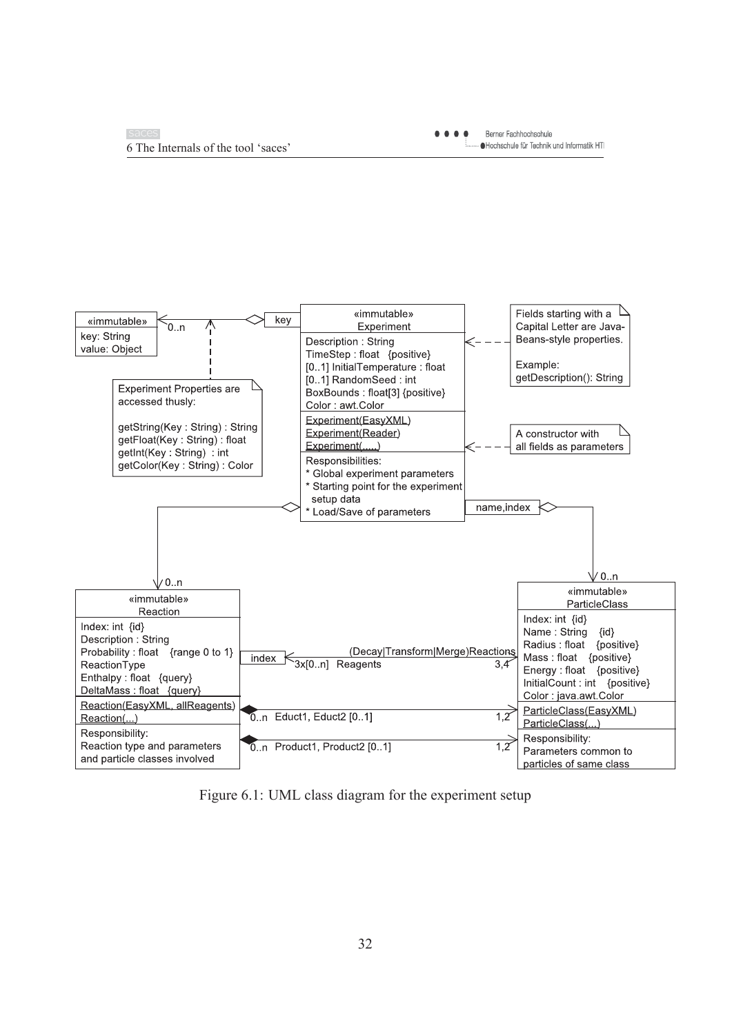«immutable»
key: String
value: Object

0..n

key

«immutable»
Experiment

Description : String
TimeStep : float {positive}
[0..1] InitialTemperature : float
[0..1] RandomSeed : int
BoxBounds : float[3] {positive}
Color : awt.Color

Experiment(EasyXML)
Experiment(Reader)
Experiment(.....)

Responsibilities:
* Global experiment parameters
* Starting point for the experiment setup data
* Load/Save of parameters

Fields starting with a Capital Letter are Java-Beans-style properties.

Example:
getDescription(): String

A constructor with all fields as parameters

Experiment Properties are accessed thusly:

getString(Key : String) : String
getFloat(Key : String) : float
getInt(Key : String) : int
getColor(Key : String) : Color

name,index

0..n

0..n

«immutable»
Reaction

Index: int {id}
Description : String
Probability : float {range 0 to 1}
ReactionType
Enthalpy : float {query}
DeltaMass : float {query}

Reaction(EasyXML, allReagents)
Reaction(...)

Responsibility:
Reaction type and parameters and particle classes involved

index

(Decay|Transform|Merge)Reactions

3x[0..n] Reagents

3,4

0..n Educt1, Educt2 [0..1]

1,2

0..n Product1, Product2 [0..1]

1,2

«immutable»
ParticleClass

Index: int {id}
Name : String {id}
Radius : float {positive}
Mass : float {positive}
Energy : float {positive}
InitialCount : int {positive}
Color : java.awt.Color

ParticleClass(EasyXML)
ParticleClass(...)

Responsibility:
Parameters common to particles of same class

Figure 6.1: UML class diagram for the experiment setup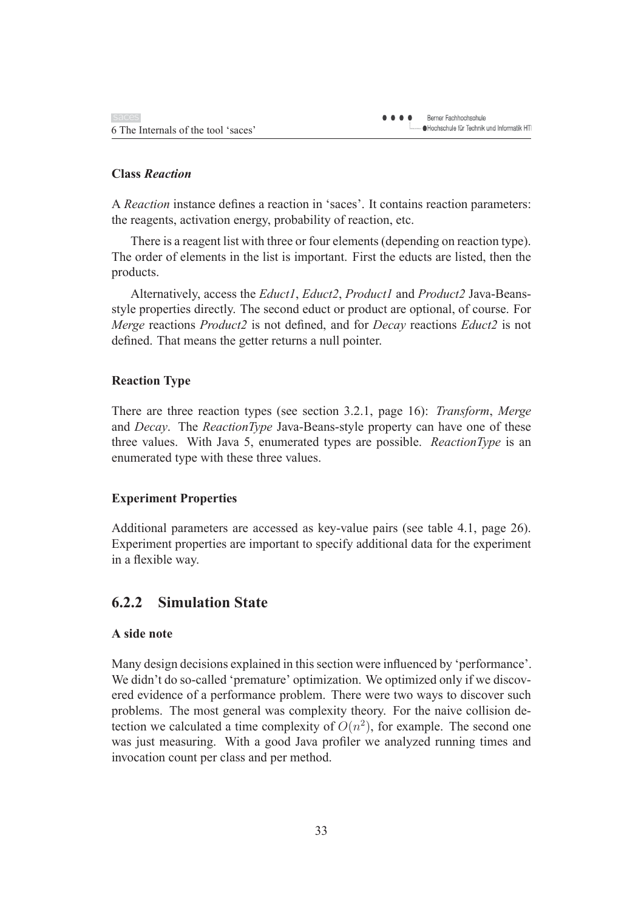### Class *Reaction*

A *Reaction* instance defines a reaction in 'saces'. It contains reaction parameters: the reagents, activation energy, probability of reaction, etc.

There is a reagent list with three or four elements (depending on reaction type). The order of elements in the list is important. First the educts are listed, then the products.

Alternatively, access the *Educt1*, *Educt2*, *Product1* and *Product2* Java-Beans-style properties directly. The second educt or product are optional, of course. For *Merge* reactions *Product2* is not defined, and for *Decay* reactions *Educt2* is not defined. That means the getter returns a null pointer.

### Reaction Type

There are three reaction types (see section 3.2.1, page 16): *Transform*, *Merge* and *Decay*. The *ReactionType* Java-Beans-style property can have one of these three values. With Java 5, enumerated types are possible. *ReactionType* is an enumerated type with these three values.

### Experiment Properties

Additional parameters are accessed as key-value pairs (see table 4.1, page 26). Experiment properties are important to specify additional data for the experiment in a flexible way.

## 6.2.2 Simulation State

### A side note

Many design decisions explained in this section were influenced by 'performance'. We didn't do so-called 'premature' optimization. We optimized only if we discovered evidence of a performance problem. There were two ways to discover such problems. The most general was complexity theory. For the naive collision detection we calculated a time complexity of $O(n^2)$, for example. The second one was just measuring. With a good Java profiler we analyzed running times and invocation count per class and per method.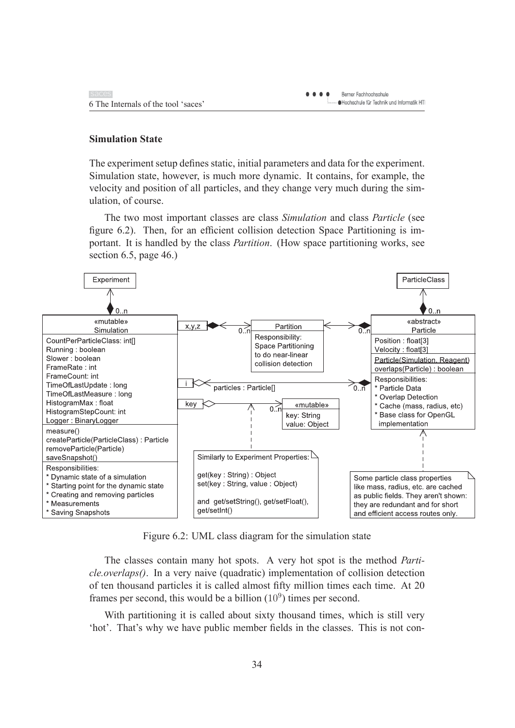### Simulation State

The experiment setup defines static, initial parameters and data for the experiment. Simulation state, however, is much more dynamic. It contains, for example, the velocity and position of all particles, and they change very much during the simulation, of course.

The two most important classes are class *Simulation* and class *Particle* (see figure 6.2). Then, for an efficient collision detection Space Partitioning is important. It is handled by the class *Partition*. (How space partitioning works, see section 6.5, page 46.)

Experiment

ParticleClass

0..n

0..n

«mutable»
Simulation

CountPerParticleClass: int[]
Running : boolean
Slower : boolean
FrameRate : int
FrameCount: int
TimeOfLastUpdate : long
TimeOfLastMeasure : long
HistogramMax : float
HistogramStepCount: int
Logger : BinaryLogger

measure()
createParticle(ParticleClass) : Particle
removeParticle(Particle)
saveSnapshot()

Responsibilities:
* Dynamic state of a simulation
* Starting point for the dynamic state
* Creating and removing particles
* Measurements
* Saving Snapshots

x,y,z

0..n

Partition

Responsibility:
Space Partitioning
to do near-linear
collision detection

0..n

«abstract»
Particle

Position : float[3]
Velocity : float[3]

Particle(Simulation, Reagent)
overlaps(Particle) : boolean

Responsibilities:
* Particle Data
* Overlap Detection
* Cache (mass, radius, etc)
* Base class for OpenGL
implementation

i

particles : Particle[]

0..n

key

0..n

«mutable»
key: String
value: Object

Similarly to Experiment Properties:

get(key : String) : Object
set(key : String, value : Object)

and get/setString(), get/setFloat(),
get/setInt()

Some particle class properties
like mass, radius, etc. are cached
as public fields. They aren't shown:
they are redundant and for short
and efficient access routes only.

Figure 6.2: UML class diagram for the simulation state

The classes contain many hot spots. A very hot spot is the method *Particle.overlaps()*. In a very naive (quadratic) implementation of collision detection of ten thousand particles it is called almost fifty million times each time. At 20 frames per second, this would be a billion ($10^9$) times per second.

With partitioning it is called about sixty thousand times, which is still very 'hot'. That's why we have public member fields in the classes. This is not con-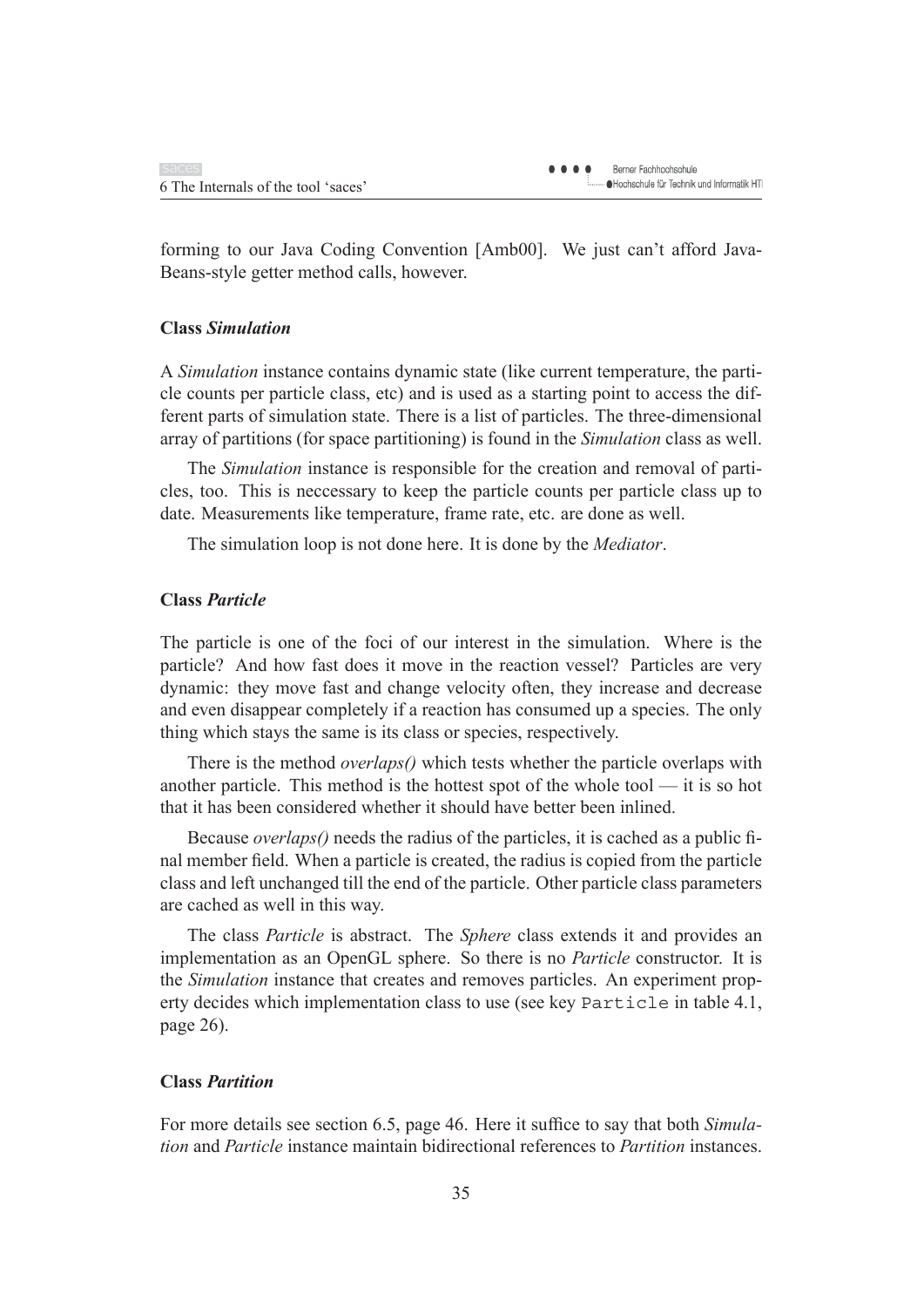forming to our Java Coding Convention [Amb00]. We just can't afford Java-Beans-style getter method calls, however.

### Class *Simulation*

A *Simulation* instance contains dynamic state (like current temperature, the particle counts per particle class, etc) and is used as a starting point to access the different parts of simulation state. There is a list of particles. The three-dimensional array of partitions (for space partitioning) is found in the *Simulation* class as well.

The *Simulation* instance is responsible for the creation and removal of particles, too. This is neccessary to keep the particle counts per particle class up to date. Measurements like temperature, frame rate, etc. are done as well.

The simulation loop is not done here. It is done by the *Mediator*.

### Class *Particle*

The particle is one of the foci of our interest in the simulation. Where is the particle? And how fast does it move in the reaction vessel? Particles are very dynamic: they move fast and change velocity often, they increase and decrease and even disappear completely if a reaction has consumed up a species. The only thing which stays the same is its class or species, respectively.

There is the method *overlaps()* which tests whether the particle overlaps with another particle. This method is the hottest spot of the whole tool — it is so hot that it has been considered whether it should have better been inlined.

Because *overlaps()* needs the radius of the particles, it is cached as a public final member field. When a particle is created, the radius is copied from the particle class and left unchanged till the end of the particle. Other particle class parameters are cached as well in this way.

The class *Particle* is abstract. The *Sphere* class extends it and provides an implementation as an OpenGL sphere. So there is no *Particle* constructor. It is the *Simulation* instance that creates and removes particles. An experiment property decides which implementation class to use (see key `Particle` in table 4.1, page 26).

### Class *Partition*

For more details see section 6.5, page 46. Here it suffice to say that both *Simulation* and *Particle* instance maintain bidirectional references to *Partition* instances.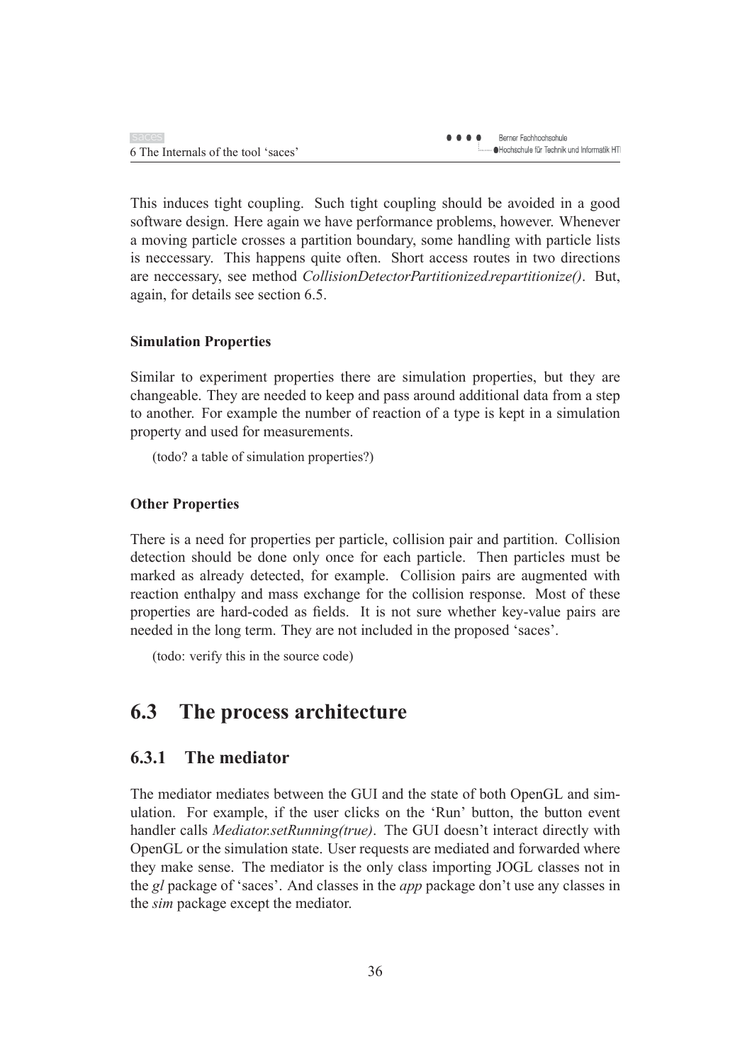This induces tight coupling. Such tight coupling should be avoided in a good software design. Here again we have performance problems, however. Whenever a moving particle crosses a partition boundary, some handling with particle lists is neccessary. This happens quite often. Short access routes in two directions are neccessary, see method *CollisionDetectorPartitionized.repartitionize()*. But, again, for details see section 6.5.

#### Simulation Properties

Similar to experiment properties there are simulation properties, but they are changeable. They are needed to keep and pass around additional data from a step to another. For example the number of reaction of a type is kept in a simulation property and used for measurements.

(todo? a table of simulation properties?)

#### Other Properties

There is a need for properties per particle, collision pair and partition. Collision detection should be done only once for each particle. Then particles must be marked as already detected, for example. Collision pairs are augmented with reaction enthalpy and mass exchange for the collision response. Most of these properties are hard-coded as fields. It is not sure whether key-value pairs are needed in the long term. They are not included in the proposed 'saces'.

(todo: verify this in the source code)

## 6.3 The process architecture

### 6.3.1 The mediator

The mediator mediates between the GUI and the state of both OpenGL and simulation. For example, if the user clicks on the 'Run' button, the button event handler calls *Mediator.setRunning(true)*. The GUI doesn't interact directly with OpenGL or the simulation state. User requests are mediated and forwarded where they make sense. The mediator is the only class importing JOGL classes not in the *gl* package of 'saces'. And classes in the *app* package don't use any classes in the *sim* package except the mediator.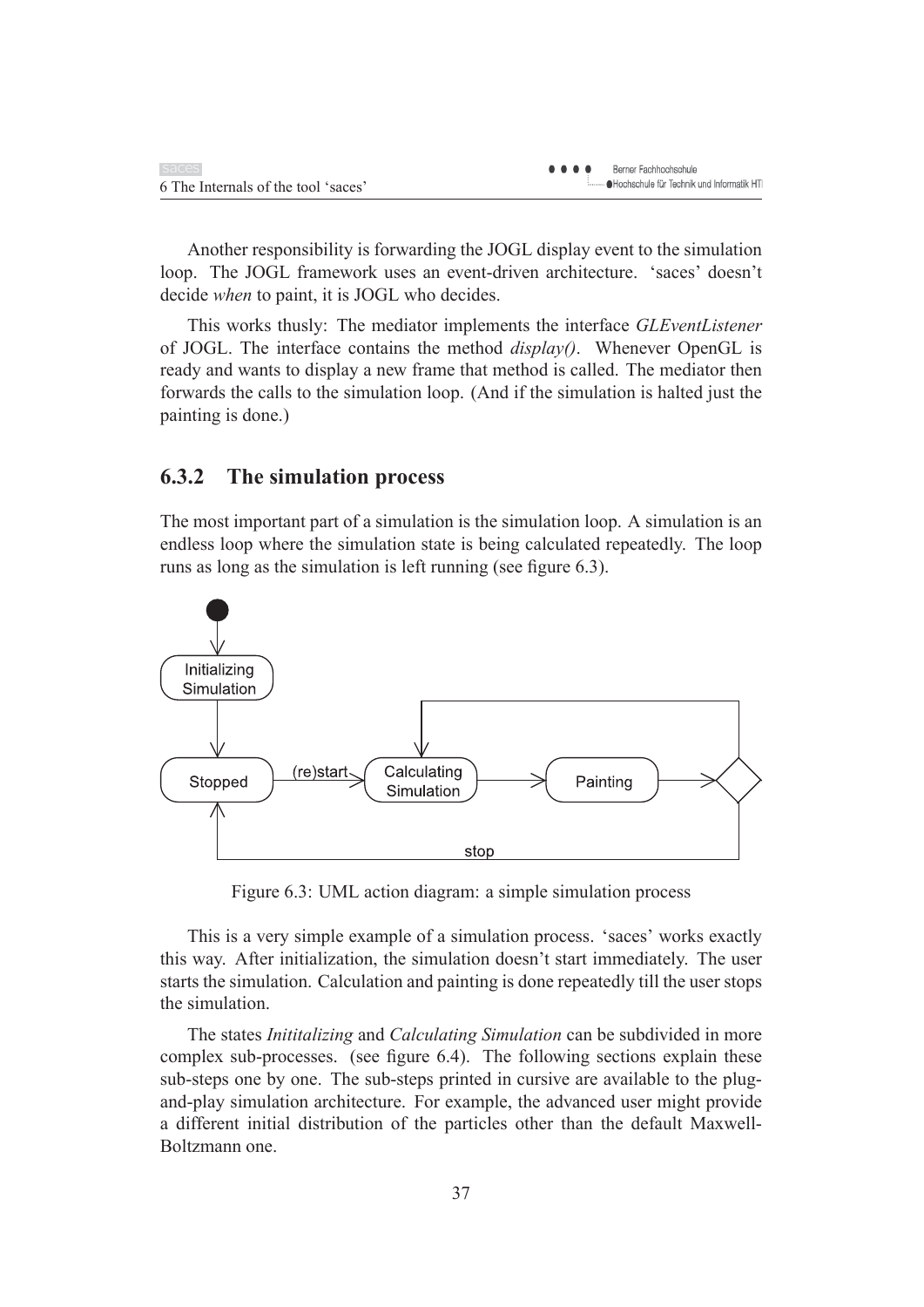Another responsibility is forwarding the JOGL display event to the simulation loop. The JOGL framework uses an event-driven architecture. 'saces' doesn't decide *when* to paint, it is JOGL who decides.

This works thusly: The mediator implements the interface *GLEventListener* of JOGL. The interface contains the method *display()*. Whenever OpenGL is ready and wants to display a new frame that method is called. The mediator then forwards the calls to the simulation loop. (And if the simulation is halted just the painting is done.)

### 6.3.2 The simulation process

The most important part of a simulation is the simulation loop. A simulation is an endless loop where the simulation state is being calculated repeatedly. The loop runs as long as the simulation is left running (see figure 6.3).

Initializing Simulation

Stopped

(re)start

Calculating Simulation

Painting

stop

Figure 6.3: UML action diagram: a simple simulation process

This is a very simple example of a simulation process. 'saces' works exactly this way. After initialization, the simulation doesn't start immediately. The user starts the simulation. Calculation and painting is done repeatedly till the user stops the simulation.

The states *Inititalizing* and *Calculating Simulation* can be subdivided in more complex sub-processes. (see figure 6.4). The following sections explain these sub-steps one by one. The sub-steps printed in cursive are available to the plug-and-play simulation architecture. For example, the advanced user might provide a different initial distribution of the particles other than the default Maxwell-Boltzmann one.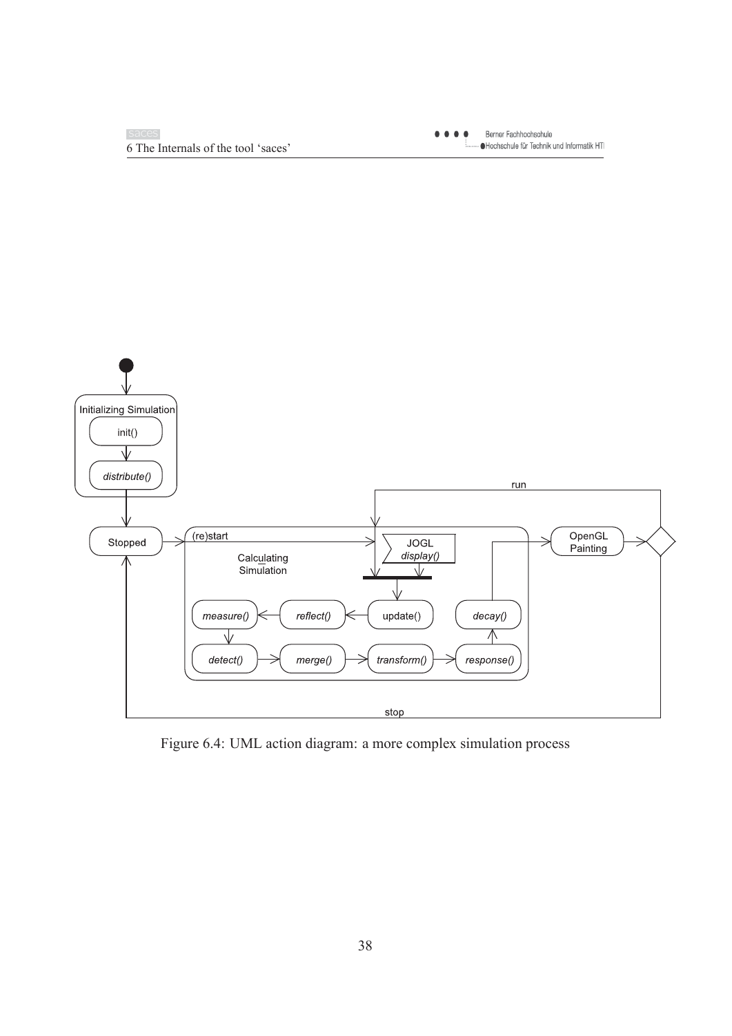Initializing Simulation

init()

*distribute()*

Stopped

(re)start

Calculating Simulation

JOGL

*display()*

update()

*reflect()*

*measure()*

*detect()*

*merge()*

*transform()*

*response()*

*decay()*

OpenGL Painting

run

stop

Figure 6.4: UML action diagram: a more complex simulation process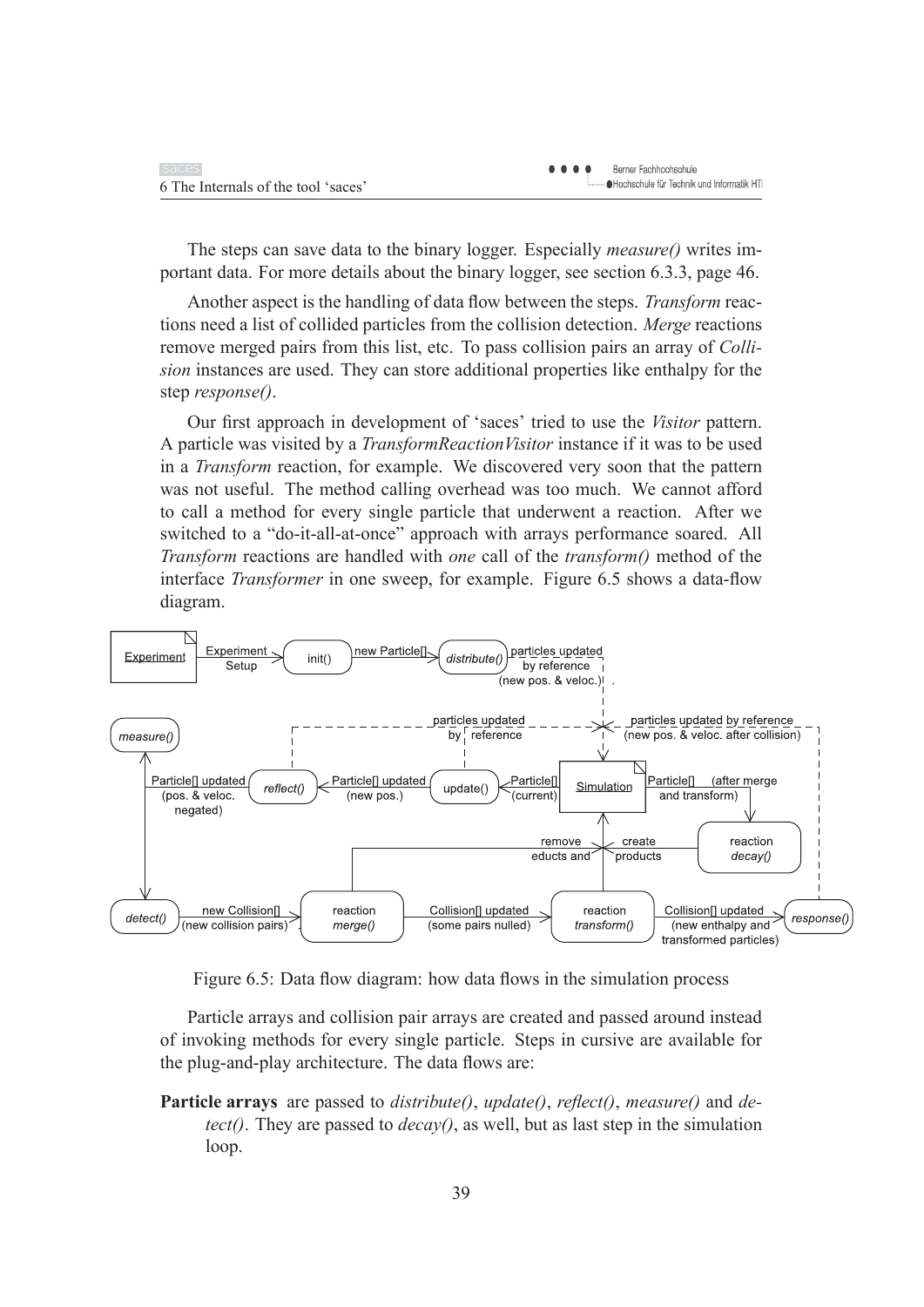The steps can save data to the binary logger. Especially *measure()* writes important data. For more details about the binary logger, see section 6.3.3, page 46.

Another aspect is the handling of data flow between the steps. *Transform* reactions need a list of collided particles from the collision detection. *Merge* reactions remove merged pairs from this list, etc. To pass collision pairs an array of *Collision* instances are used. They can store additional properties like enthalpy for the step *response()*.

Our first approach in development of 'saces' tried to use the *Visitor* pattern. A particle was visited by a *TransformReactionVisitor* instance if it was to be used in a *Transform* reaction, for example. We discovered very soon that the pattern was not useful. The method calling overhead was too much. We cannot afford to call a method for every single particle that underwent a reaction. After we switched to a "do-it-all-at-once" approach with arrays performance soared. All *Transform* reactions are handled with *one* call of the *transform()* method of the interface *Transformer* in one sweep, for example. Figure 6.5 shows a data-flow diagram.

Experiment
Experiment Setup
init()
new Particle[]
distribute()
particles updated by reference (new pos. & veloc.)
measure()
particles updated by reference
particles updated by reference (new pos. & veloc. after collision)
Particle[] updated (pos. & veloc. negated)
reflect()
Particle[] updated (new pos.)
update()
Particle[] (current)
Simulation
Particle[] (after merge and transform)
remove educts and
create products
reaction decay()
detect()
new Collision[] (new collision pairs)
reaction merge()
Collision[] updated (some pairs nulled)
reaction transform()
Collision[] updated (new enthalpy and transformed particles)
response()

Figure 6.5: Data flow diagram: how data flows in the simulation process

Particle arrays and collision pair arrays are created and passed around instead of invoking methods for every single particle. Steps in cursive are available for the plug-and-play architecture. The data flows are:

**Particle arrays** are passed to *distribute()*, *update()*, *reflect()*, *measure()* and *detect()*. They are passed to *decay()*, as well, but as last step in the simulation loop.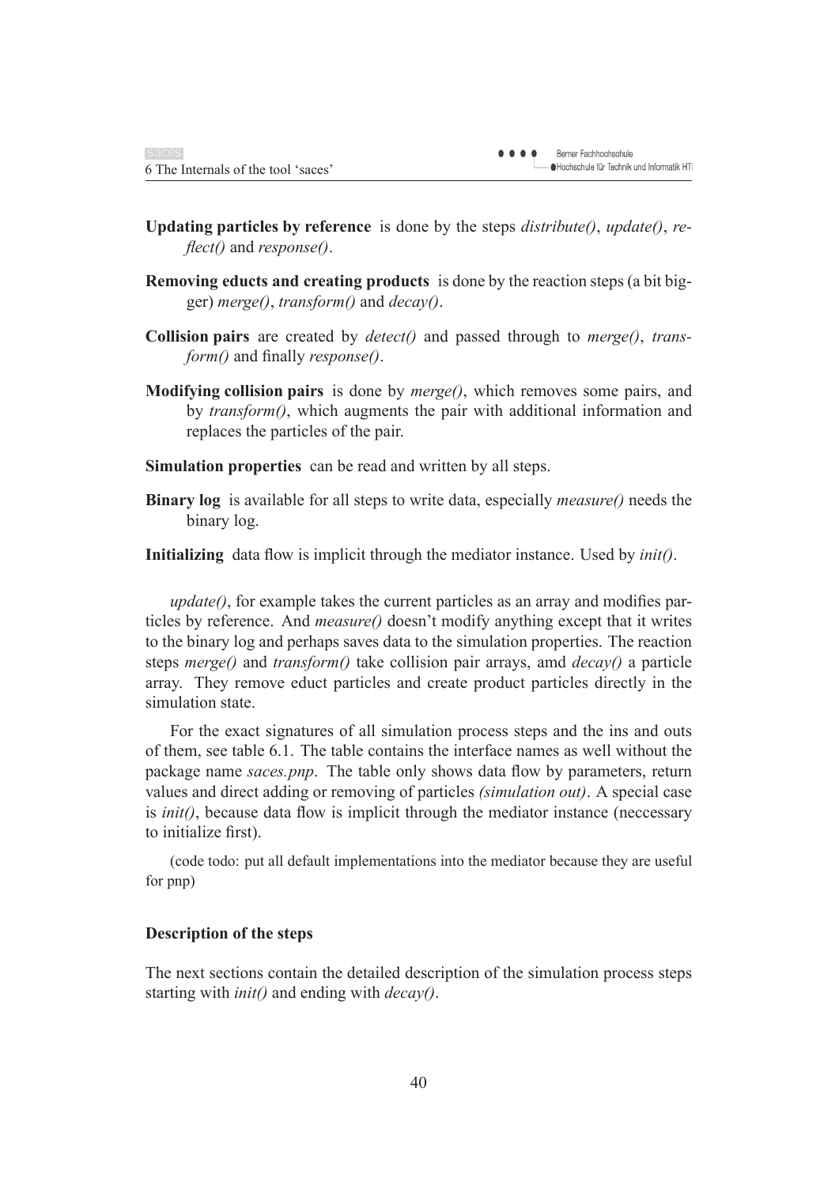**Updating particles by reference** is done by the steps *distribute()*, *update()*, *reflect()* and *response()*.

**Removing educts and creating products** is done by the reaction steps (a bit bigger) *merge()*, *transform()* and *decay()*.

**Collision pairs** are created by *detect()* and passed through to *merge()*, *transform()* and finally *response()*.

**Modifying collision pairs** is done by *merge()*, which removes some pairs, and by *transform()*, which augments the pair with additional information and replaces the particles of the pair.

**Simulation properties** can be read and written by all steps.

**Binary log** is available for all steps to write data, especially *measure()* needs the binary log.

**Initializing** data flow is implicit through the mediator instance. Used by *init()*.

*update()*, for example takes the current particles as an array and modifies particles by reference. And *measure()* doesn't modify anything except that it writes to the binary log and perhaps saves data to the simulation properties. The reaction steps *merge()* and *transform()* take collision pair arrays, amd *decay()* a particle array. They remove educt particles and create product particles directly in the simulation state.

For the exact signatures of all simulation process steps and the ins and outs of them, see table 6.1. The table contains the interface names as well without the package name *saces.pnp*. The table only shows data flow by parameters, return values and direct adding or removing of particles *(simulation out)*. A special case is *init()*, because data flow is implicit through the mediator instance (neccessary to initialize first).

(code todo: put all default implementations into the mediator because they are useful for pnp)

#### Description of the steps

The next sections contain the detailed description of the simulation process steps starting with *init()* and ending with *decay()*.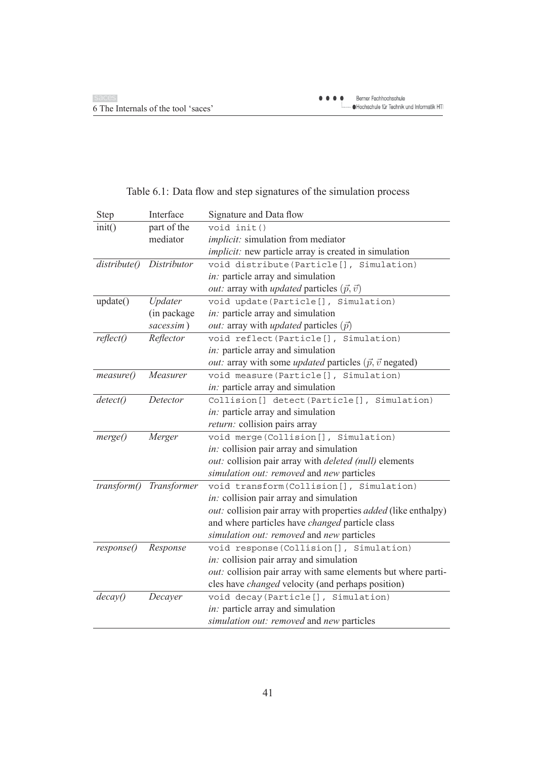Table 6.1: Data flow and step signatures of the simulation process

| Step | Interface | Signature and Data flow |
|---|---|---|
| init() | part of the mediator | `void init()`<br>*implicit:* simulation from mediator<br>*implicit:* new particle array is created in simulation |
| *distribute()* | *Distributor* | `void distribute(Particle[], Simulation)`<br>*in:* particle array and simulation<br>*out:* array with *updated* particles ($\vec{p}, \vec{v}$) |
| update() | *Updater* (in package *sacessim*) | `void update(Particle[], Simulation)`<br>*in:* particle array and simulation<br>*out:* array with *updated* particles ($\vec{p}$) |
| *reflect()* | *Reflector* | `void reflect(Particle[], Simulation)`<br>*in:* particle array and simulation<br>*out:* array with some *updated* particles ($\vec{p}, \vec{v}$ negated) |
| *measure()* | *Measurer* | `void measure(Particle[], Simulation)`<br>*in:* particle array and simulation |
| *detect()* | *Detector* | `Collision[] detect(Particle[], Simulation)`<br>*in:* particle array and simulation<br>*return:* collision pairs array |
| *merge()* | *Merger* | `void merge(Collision[], Simulation)`<br>*in:* collision pair array and simulation<br>*out:* collision pair array with *deleted (null)* elements<br>*simulation out: removed* and *new* particles |
| *transform()* | *Transformer* | `void transform(Collision[], Simulation)`<br>*in:* collision pair array and simulation<br>*out:* collision pair array with properties *added* (like enthalpy) and where particles have *changed* particle class<br>*simulation out: removed* and *new* particles |
| *response()* | *Response* | `void response(Collision[], Simulation)`<br>*in:* collision pair array and simulation<br>*out:* collision pair array with same elements but where particles have *changed* velocity (and perhaps position) |
| *decay()* | *Decayer* | `void decay(Particle[], Simulation)`<br>*in:* particle array and simulation<br>*simulation out: removed* and *new* particles |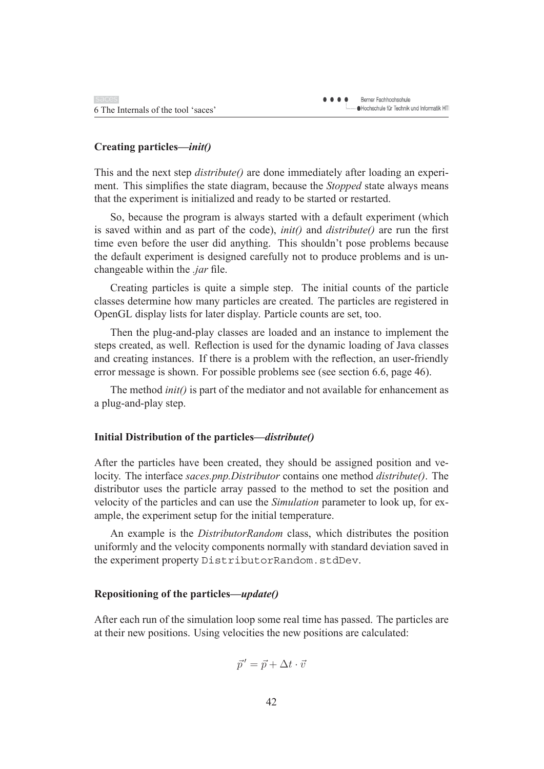### Creating particles—*init()*

This and the next step *distribute()* are done immediately after loading an experiment. This simplifies the state diagram, because the *Stopped* state always means that the experiment is initialized and ready to be started or restarted.

So, because the program is always started with a default experiment (which is saved within and as part of the code), *init()* and *distribute()* are run the first time even before the user did anything. This shouldn't pose problems because the default experiment is designed carefully not to produce problems and is unchangeable within the *.jar* file.

Creating particles is quite a simple step. The initial counts of the particle classes determine how many particles are created. The particles are registered in OpenGL display lists for later display. Particle counts are set, too.

Then the plug-and-play classes are loaded and an instance to implement the steps created, as well. Reflection is used for the dynamic loading of Java classes and creating instances. If there is a problem with the reflection, an user-friendly error message is shown. For possible problems see (see section 6.6, page 46).

The method *init()* is part of the mediator and not available for enhancement as a plug-and-play step.

### Initial Distribution of the particles—*distribute()*

After the particles have been created, they should be assigned position and velocity. The interface *saces.pnp.Distributor* contains one method *distribute()*. The distributor uses the particle array passed to the method to set the position and velocity of the particles and can use the *Simulation* parameter to look up, for example, the experiment setup for the initial temperature.

An example is the *DistributorRandom* class, which distributes the position uniformly and the velocity components normally with standard deviation saved in the experiment property `DistributorRandom.stdDev`.

### Repositioning of the particles—*update()*

After each run of the simulation loop some real time has passed. The particles are at their new positions. Using velocities the new positions are calculated:

$$\vec{p}' = \vec{p} + \Delta t \cdot \vec{v}$$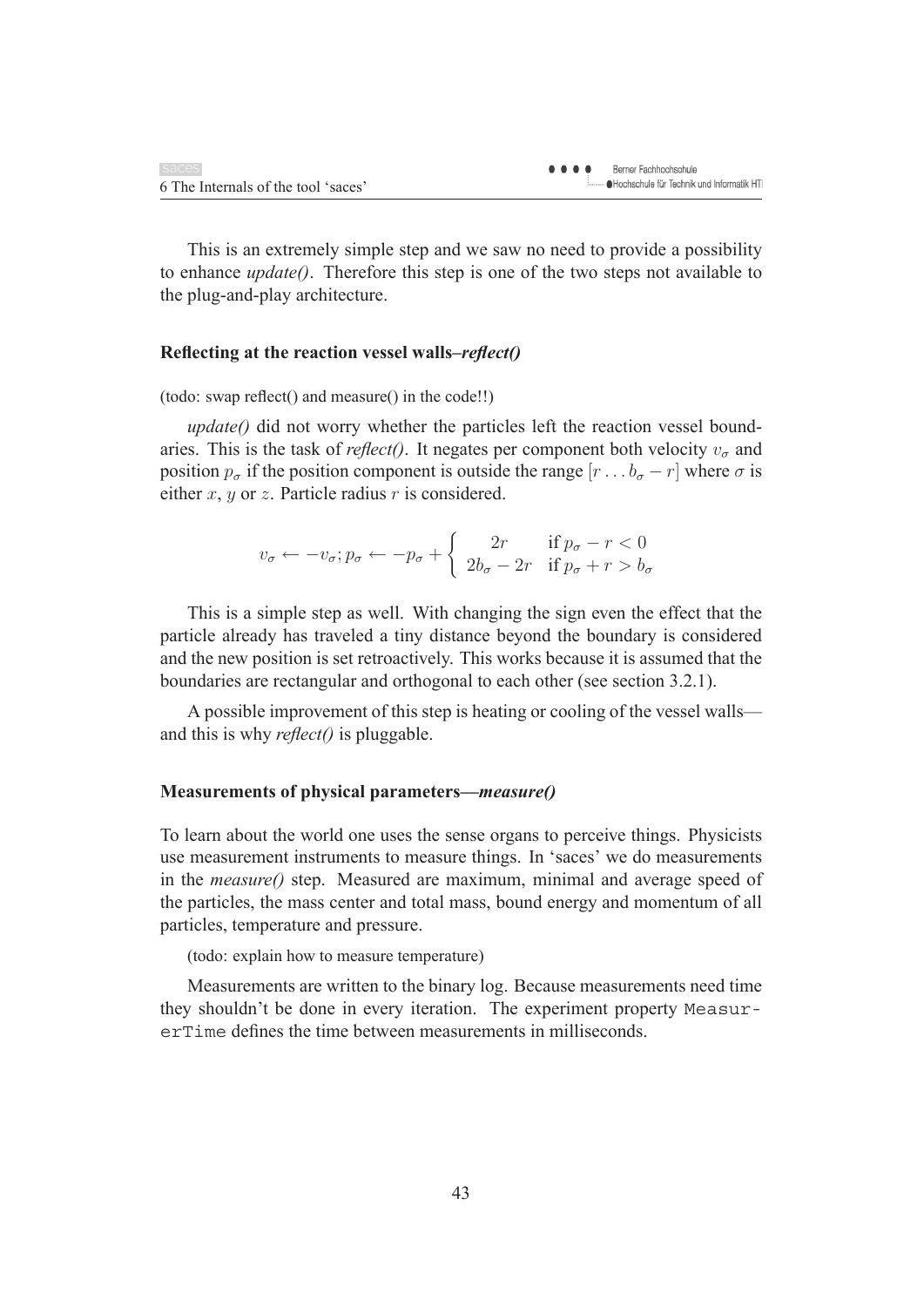This is an extremely simple step and we saw no need to provide a possibility to enhance *update()*. Therefore this step is one of the two steps not available to the plug-and-play architecture.

#### Reflecting at the reaction vessel walls–*reflect()*

(todo: swap reflect() and measure() in the code!!)

*update()* did not worry whether the particles left the reaction vessel boundaries. This is the task of *reflect()*. It negates per component both velocity $v_\sigma$ and position $p_\sigma$ if the position component is outside the range $[r \ldots b_\sigma - r]$ where $\sigma$ is either $x$, $y$ or $z$. Particle radius $r$ is considered.

$$v_\sigma \leftarrow -v_\sigma; p_\sigma \leftarrow -p_\sigma + \begin{cases} 2r & \text{if } p_\sigma - r < 0 \\ 2b_\sigma - 2r & \text{if } p_\sigma + r > b_\sigma \end{cases}$$

This is a simple step as well. With changing the sign even the effect that the particle already has traveled a tiny distance beyond the boundary is considered and the new position is set retroactively. This works because it is assumed that the boundaries are rectangular and orthogonal to each other (see section 3.2.1).

A possible improvement of this step is heating or cooling of the vessel walls—and this is why *reflect()* is pluggable.

#### Measurements of physical parameters—*measure()*

To learn about the world one uses the sense organs to perceive things. Physicists use measurement instruments to measure things. In 'saces' we do measurements in the *measure()* step. Measured are maximum, minimal and average speed of the particles, the mass center and total mass, bound energy and momentum of all particles, temperature and pressure.

(todo: explain how to measure temperature)

Measurements are written to the binary log. Because measurements need time they shouldn't be done in every iteration. The experiment property `MeasurerTime` defines the time between measurements in milliseconds.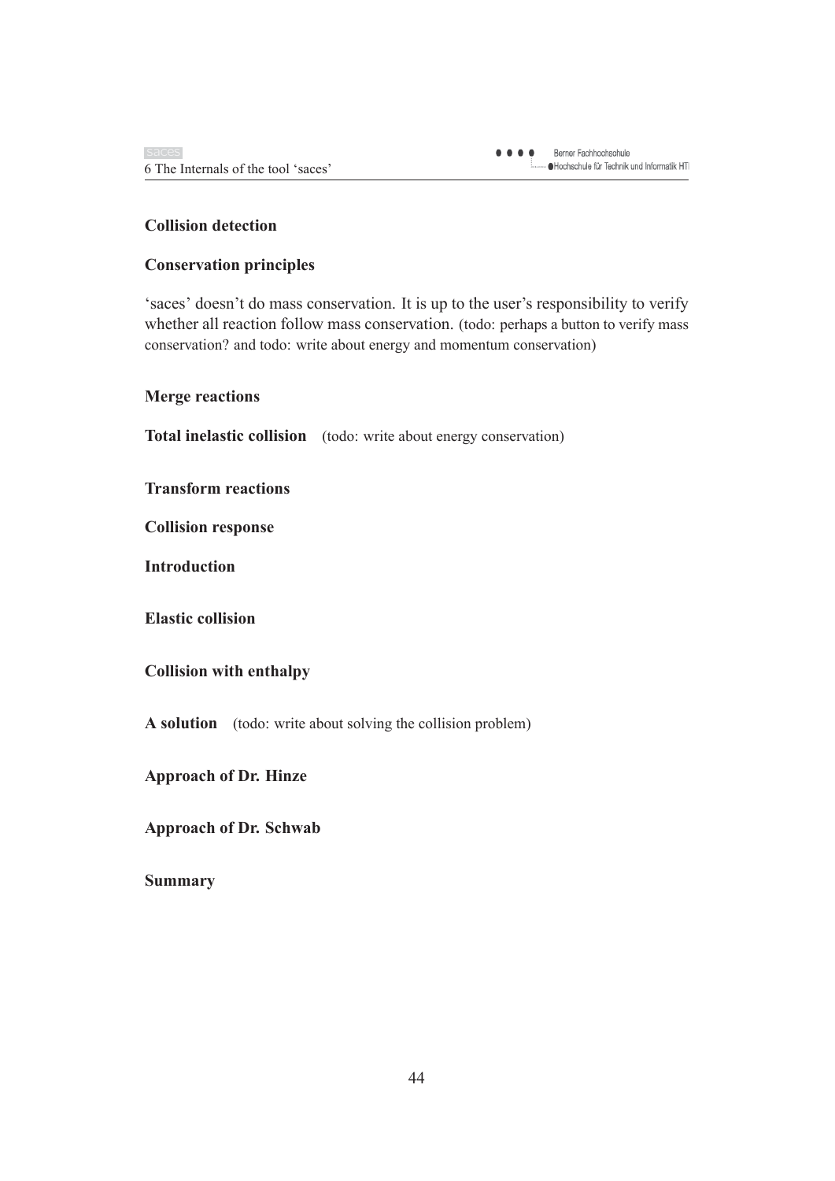### Collision detection

### Conservation principles

'saces' doesn't do mass conservation. It is up to the user's responsibility to verify whether all reaction follow mass conservation. (todo: perhaps a button to verify mass conservation? and todo: write about energy and momentum conservation)

#### Merge reactions

**Total inelastic collision** (todo: write about energy conservation)

#### Transform reactions

### Collision response

#### Introduction

#### Elastic collision

#### Collision with enthalpy

**A solution** (todo: write about solving the collision problem)

**Approach of Dr. Hinze**

**Approach of Dr. Schwab**

#### Summary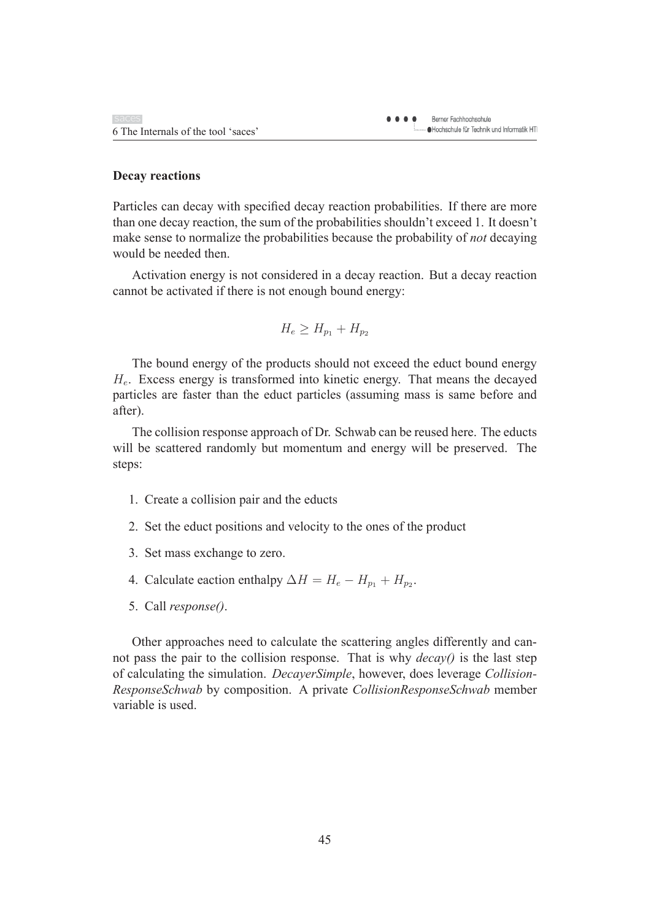### Decay reactions

Particles can decay with specified decay reaction probabilities. If there are more than one decay reaction, the sum of the probabilities shouldn't exceed 1. It doesn't make sense to normalize the probabilities because the probability of *not* decaying would be needed then.

Activation energy is not considered in a decay reaction. But a decay reaction cannot be activated if there is not enough bound energy:

$$H_e \geq H_{p_1} + H_{p_2}$$

The bound energy of the products should not exceed the educt bound energy $H_e$. Excess energy is transformed into kinetic energy. That means the decayed particles are faster than the educt particles (assuming mass is same before and after).

The collision response approach of Dr. Schwab can be reused here. The educts will be scattered randomly but momentum and energy will be preserved. The steps:

1. Create a collision pair and the educts
2. Set the educt positions and velocity to the ones of the product
3. Set mass exchange to zero.
4. Calculate eaction enthalpy $\Delta H = H_e - H_{p_1} + H_{p_2}$.
5. Call *response()*.

Other approaches need to calculate the scattering angles differently and cannot pass the pair to the collision response. That is why *decay()* is the last step of calculating the simulation. *DecayerSimple*, however, does leverage *CollisionResponseSchwab* by composition. A private *CollisionResponseSchwab* member variable is used.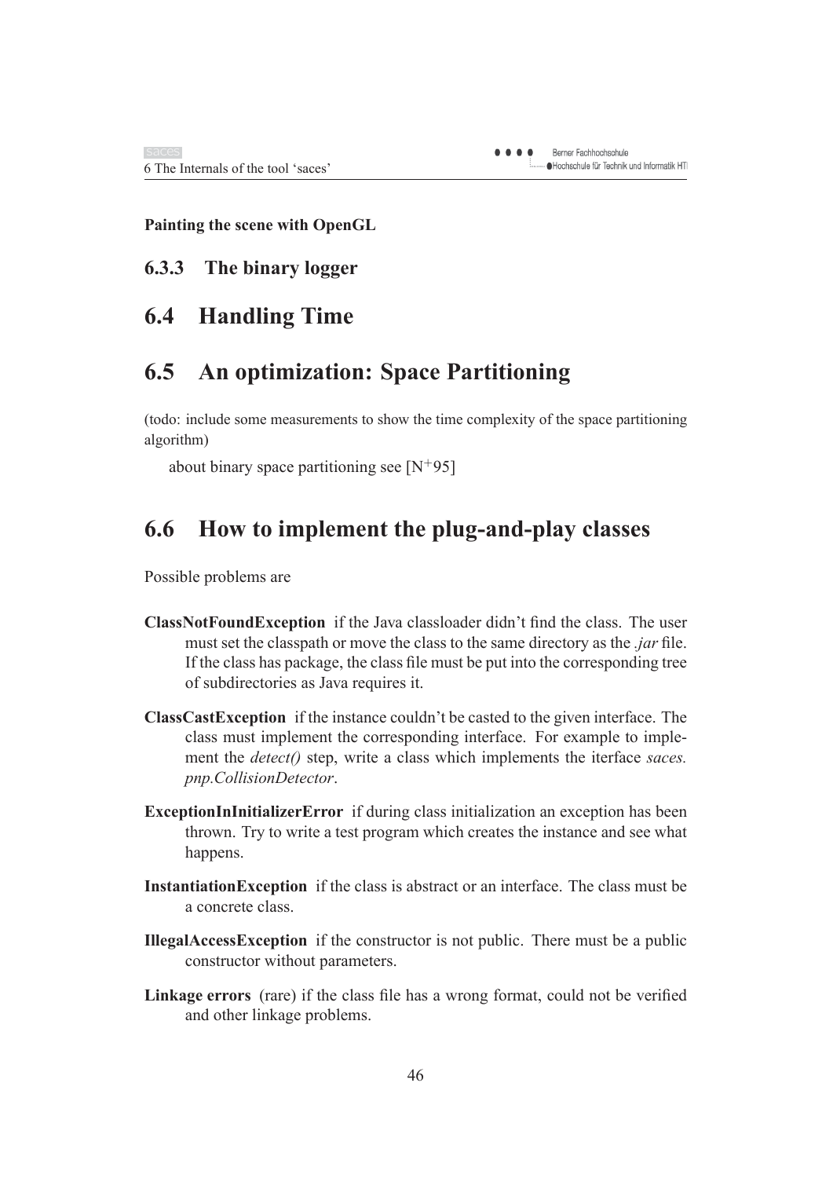**Painting the scene with OpenGL**

### 6.3.3 The binary logger

## 6.4 Handling Time

## 6.5 An optimization: Space Partitioning

(todo: include some measurements to show the time complexity of the space partitioning algorithm)

about binary space partitioning see [N$^+$95]

## 6.6 How to implement the plug-and-play classes

Possible problems are

**ClassNotFoundException** if the Java classloader didn't find the class. The user must set the classpath or move the class to the same directory as the *.jar* file. If the class has package, the class file must be put into the corresponding tree of subdirectories as Java requires it.

**ClassCastException** if the instance couldn't be casted to the given interface. The class must implement the corresponding interface. For example to implement the *detect()* step, write a class which implements the iterface *saces.pnp.CollisionDetector*.

**ExceptionInInitializerError** if during class initialization an exception has been thrown. Try to write a test program which creates the instance and see what happens.

**InstantiationException** if the class is abstract or an interface. The class must be a concrete class.

**IllegalAccessException** if the constructor is not public. There must be a public constructor without parameters.

**Linkage errors** (rare) if the class file has a wrong format, could not be verified and other linkage problems.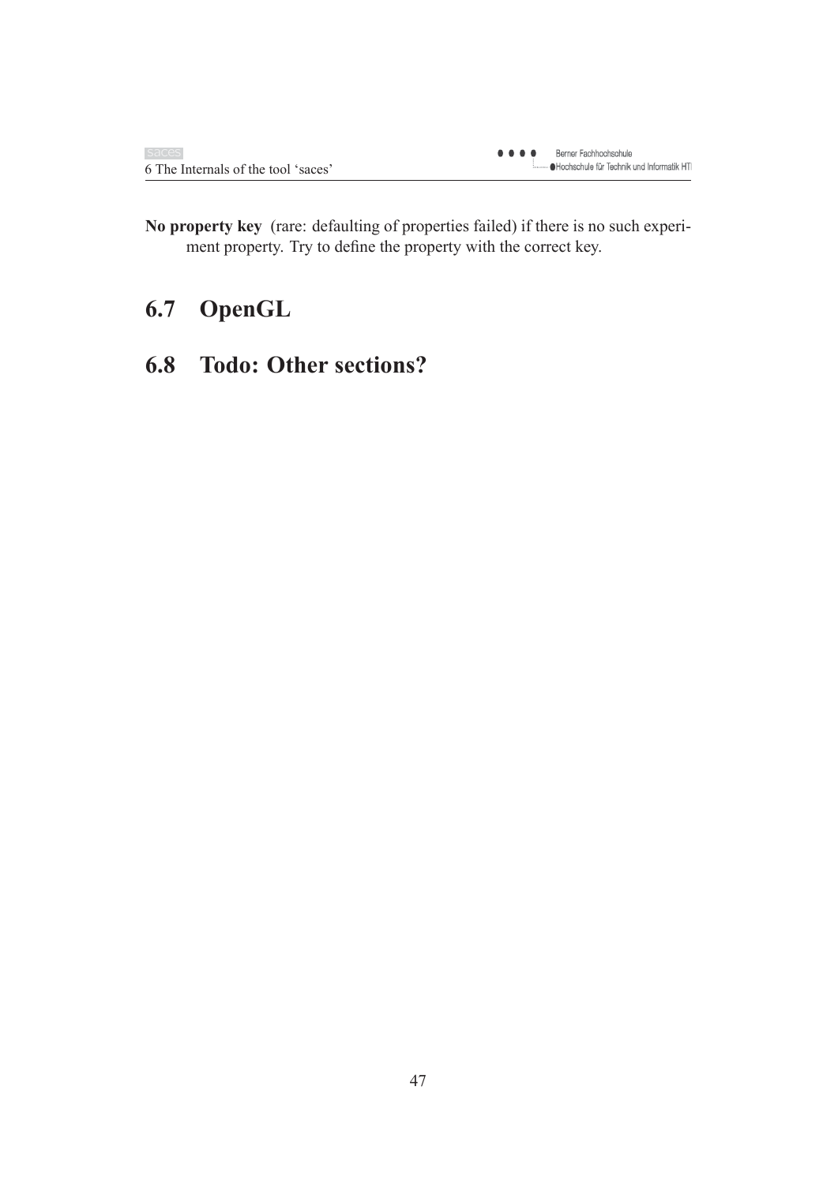**No property key** (rare: defaulting of properties failed) if there is no such experiment property. Try to define the property with the correct key.

## 6.7 OpenGL

## 6.8 Todo: Other sections?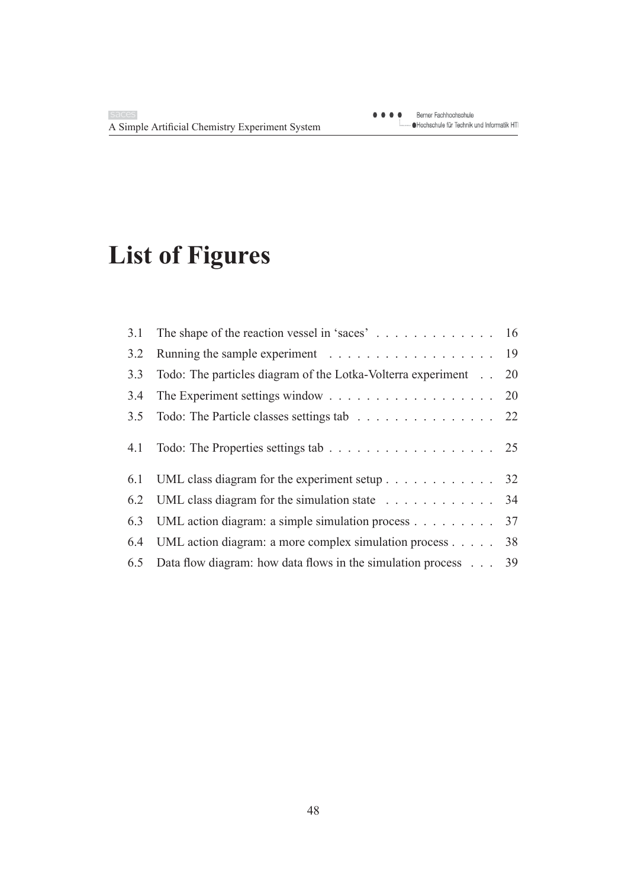# List of Figures

| | | |
|---|---|---|
| 3.1 | The shape of the reaction vessel in ‘saces’ | 16 |
| 3.2 | Running the sample experiment | 19 |
| 3.3 | Todo: The particles diagram of the Lotka-Volterra experiment | 20 |
| 3.4 | The Experiment settings window | 20 |
| 3.5 | Todo: The Particle classes settings tab | 22 |
| 4.1 | Todo: The Properties settings tab | 25 |
| 6.1 | UML class diagram for the experiment setup | 32 |
| 6.2 | UML class diagram for the simulation state | 34 |
| 6.3 | UML action diagram: a simple simulation process | 37 |
| 6.4 | UML action diagram: a more complex simulation process | 38 |
| 6.5 | Data flow diagram: how data flows in the simulation process | 39 |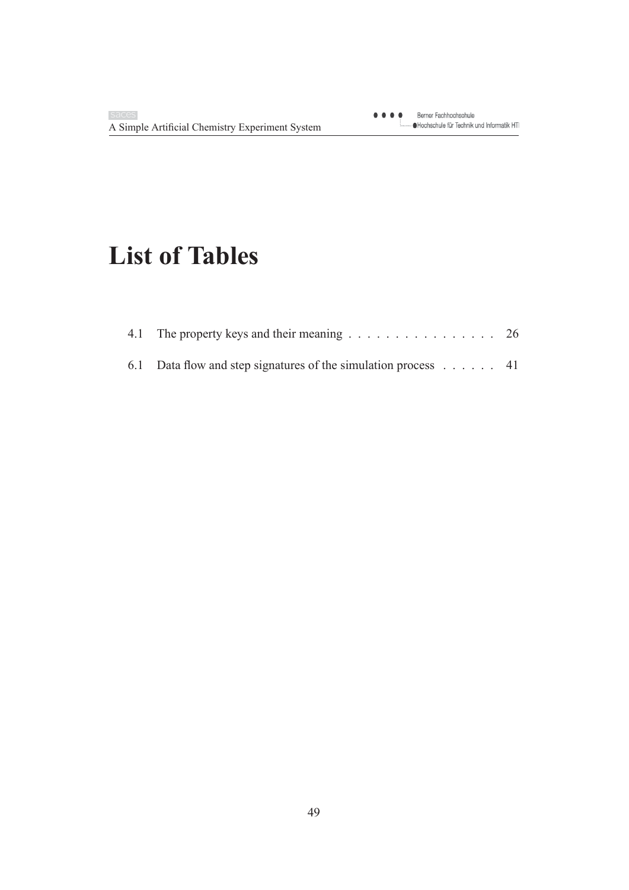# List of Tables

4.1 The property keys and their meaning . . . . . . . . . . . . . . . . 26

6.1 Data flow and step signatures of the simulation process . . . . . . 41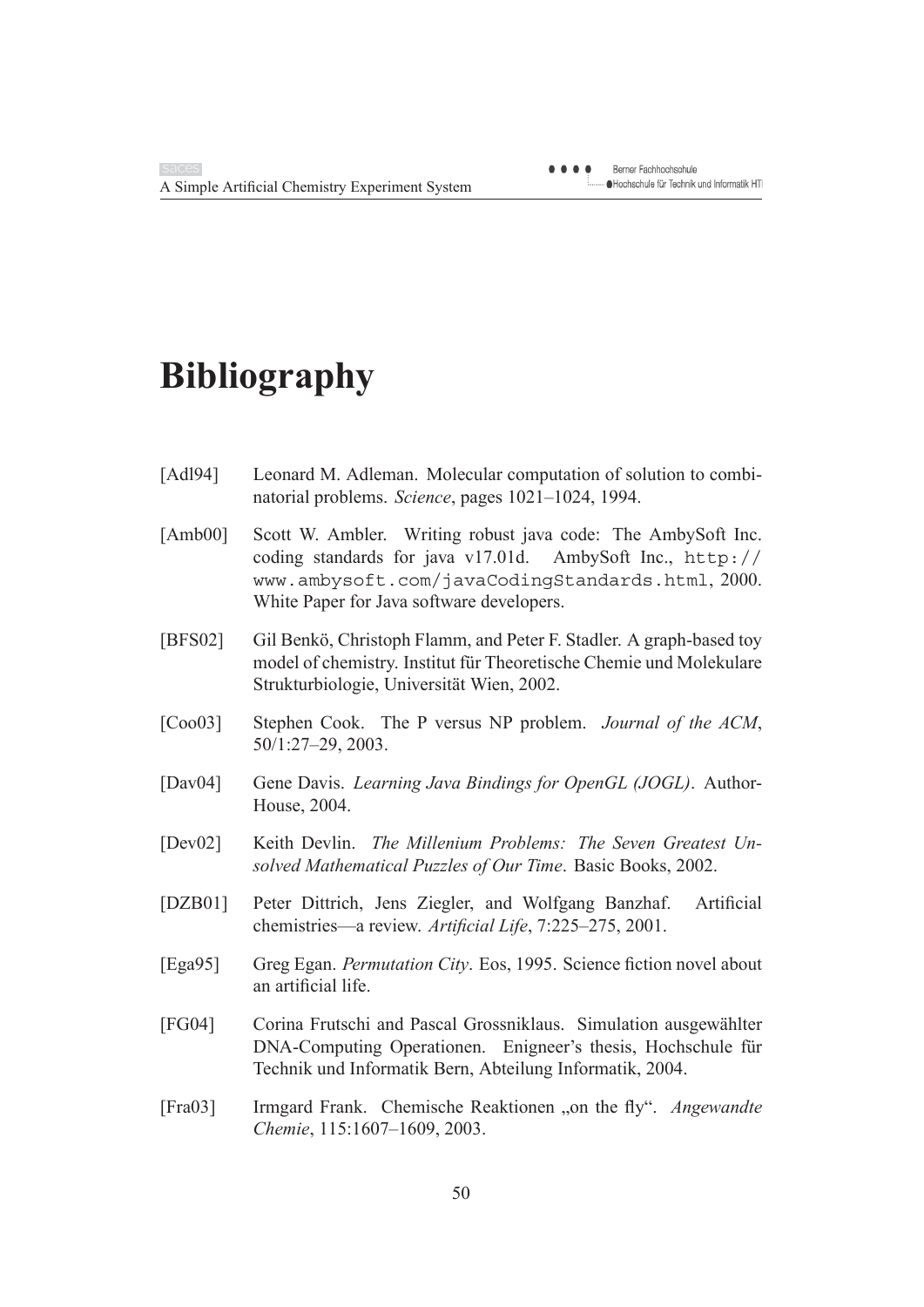# Bibliography

[Adl94] Leonard M. Adleman. Molecular computation of solution to combinatorial problems. *Science*, pages 1021–1024, 1994.

[Amb00] Scott W. Ambler. Writing robust java code: The AmbySoft Inc. coding standards for java v17.01d. AmbySoft Inc., `http://www.ambysoft.com/javaCodingStandards.html`, 2000. White Paper for Java software developers.

[BFS02] Gil Benkö, Christoph Flamm, and Peter F. Stadler. A graph-based toy model of chemistry. Institut für Theoretische Chemie und Molekulare Strukturbiologie, Universität Wien, 2002.

[Coo03] Stephen Cook. The P versus NP problem. *Journal of the ACM*, 50/1:27–29, 2003.

[Dav04] Gene Davis. *Learning Java Bindings for OpenGL (JOGL)*. AuthorHouse, 2004.

[Dev02] Keith Devlin. *The Millenium Problems: The Seven Greatest Unsolved Mathematical Puzzles of Our Time*. Basic Books, 2002.

[DZB01] Peter Dittrich, Jens Ziegler, and Wolfgang Banzhaf. Artificial chemistries—a review. *Artificial Life*, 7:225–275, 2001.

[Ega95] Greg Egan. *Permutation City*. Eos, 1995. Science fiction novel about an artificial life.

[FG04] Corina Frutschi and Pascal Grossniklaus. Simulation ausgewählter DNA-Computing Operationen. Enigneer's thesis, Hochschule für Technik und Informatik Bern, Abteilung Informatik, 2004.

[Fra03] Irmgard Frank. Chemische Reaktionen „on the fly". *Angewandte Chemie*, 115:1607–1609, 2003.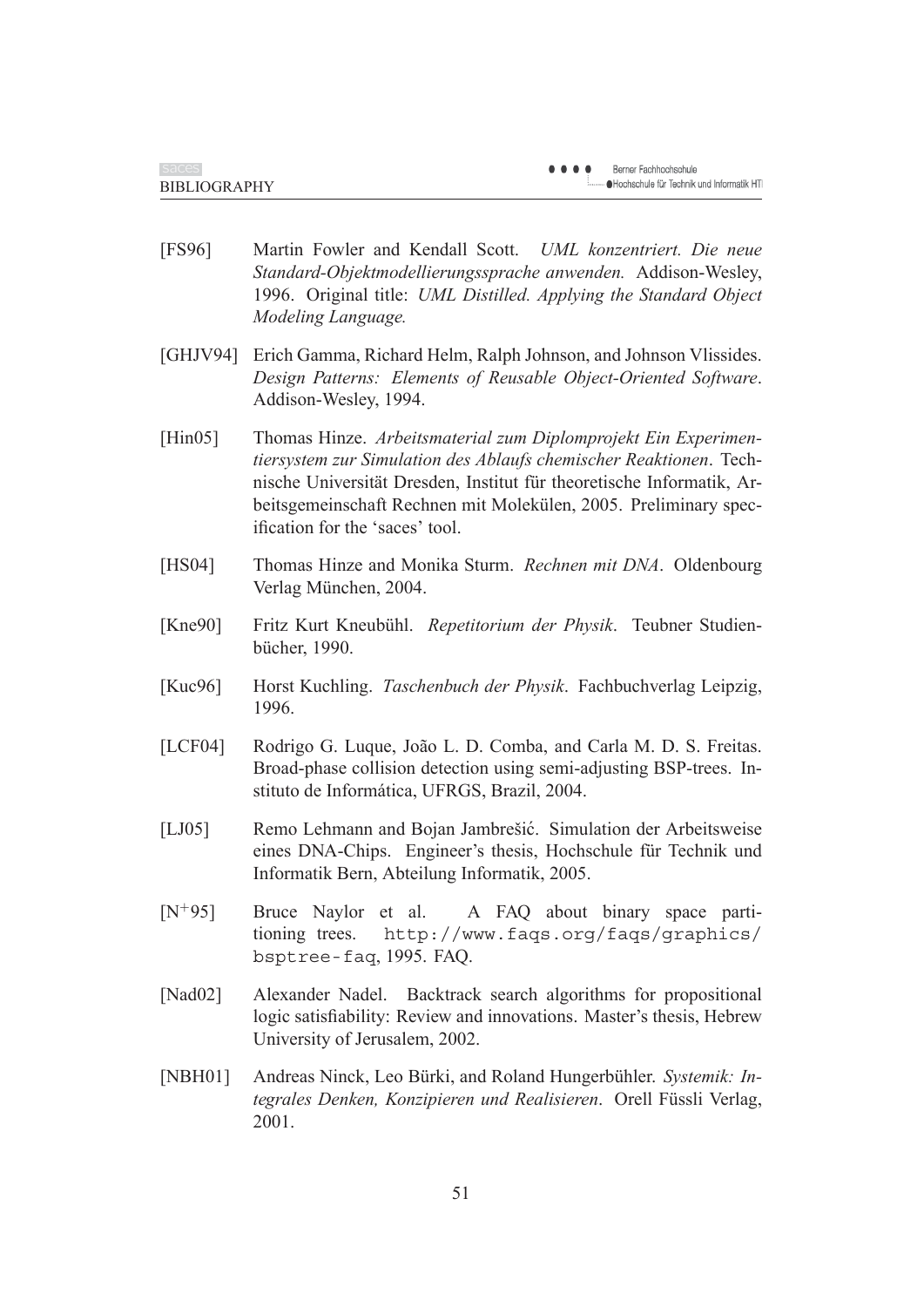[FS96] Martin Fowler and Kendall Scott. *UML konzentriert. Die neue Standard-Objektmodellierungssprache anwenden.* Addison-Wesley, 1996. Original title: *UML Distilled. Applying the Standard Object Modeling Language.*

[GHJV94] Erich Gamma, Richard Helm, Ralph Johnson, and Johnson Vlissides. *Design Patterns: Elements of Reusable Object-Oriented Software*. Addison-Wesley, 1994.

[Hin05] Thomas Hinze. *Arbeitsmaterial zum Diplomprojekt Ein Experimentiersystem zur Simulation des Ablaufs chemischer Reaktionen*. Technische Universität Dresden, Institut für theoretische Informatik, Arbeitsgemeinschaft Rechnen mit Molekülen, 2005. Preliminary specification for the 'saces' tool.

[HS04] Thomas Hinze and Monika Sturm. *Rechnen mit DNA*. Oldenbourg Verlag München, 2004.

[Kne90] Fritz Kurt Kneubühl. *Repetitorium der Physik*. Teubner Studienbücher, 1990.

[Kuc96] Horst Kuchling. *Taschenbuch der Physik*. Fachbuchverlag Leipzig, 1996.

[LCF04] Rodrigo G. Luque, João L. D. Comba, and Carla M. D. S. Freitas. Broad-phase collision detection using semi-adjusting BSP-trees. Instituto de Informática, UFRGS, Brazil, 2004.

[LJ05] Remo Lehmann and Bojan Jambrešić. Simulation der Arbeitsweise eines DNA-Chips. Engineer's thesis, Hochschule für Technik und Informatik Bern, Abteilung Informatik, 2005.

[N+95] Bruce Naylor et al. A FAQ about binary space partitioning trees. `http://www.faqs.org/faqs/graphics/bsptree-faq`, 1995. FAQ.

[Nad02] Alexander Nadel. Backtrack search algorithms for propositional logic satisfiability: Review and innovations. Master's thesis, Hebrew University of Jerusalem, 2002.

[NBH01] Andreas Ninck, Leo Bürki, and Roland Hungerbühler. *Systemik: Integrales Denken, Konzipieren und Realisieren*. Orell Füssli Verlag, 2001.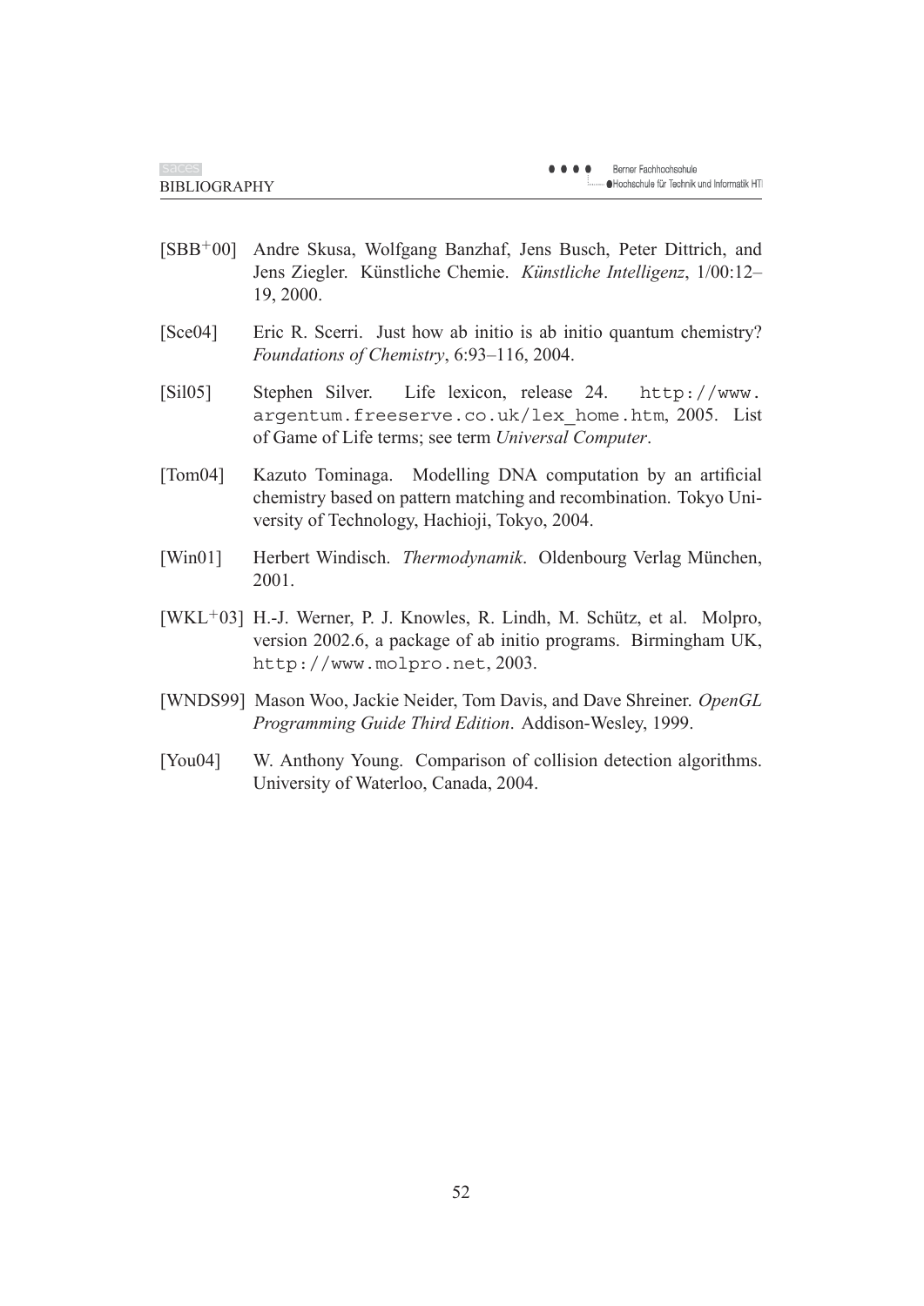[SBB+00] Andre Skusa, Wolfgang Banzhaf, Jens Busch, Peter Dittrich, and Jens Ziegler. Künstliche Chemie. *Künstliche Intelligenz*, 1/00:12–19, 2000.

[Sce04] Eric R. Scerri. Just how ab initio is ab initio quantum chemistry? *Foundations of Chemistry*, 6:93–116, 2004.

[Sil05] Stephen Silver. Life lexicon, release 24. `http://www.argentum.freeserve.co.uk/lex_home.htm`, 2005. List of Game of Life terms; see term *Universal Computer*.

[Tom04] Kazuto Tominaga. Modelling DNA computation by an artificial chemistry based on pattern matching and recombination. Tokyo University of Technology, Hachioji, Tokyo, 2004.

[Win01] Herbert Windisch. *Thermodynamik*. Oldenbourg Verlag München, 2001.

[WKL+03] H.-J. Werner, P. J. Knowles, R. Lindh, M. Schütz, et al. Molpro, version 2002.6, a package of ab initio programs. Birmingham UK, `http://www.molpro.net`, 2003.

[WNDS99] Mason Woo, Jackie Neider, Tom Davis, and Dave Shreiner. *OpenGL Programming Guide Third Edition*. Addison-Wesley, 1999.

[You04] W. Anthony Young. Comparison of collision detection algorithms. University of Waterloo, Canada, 2004.